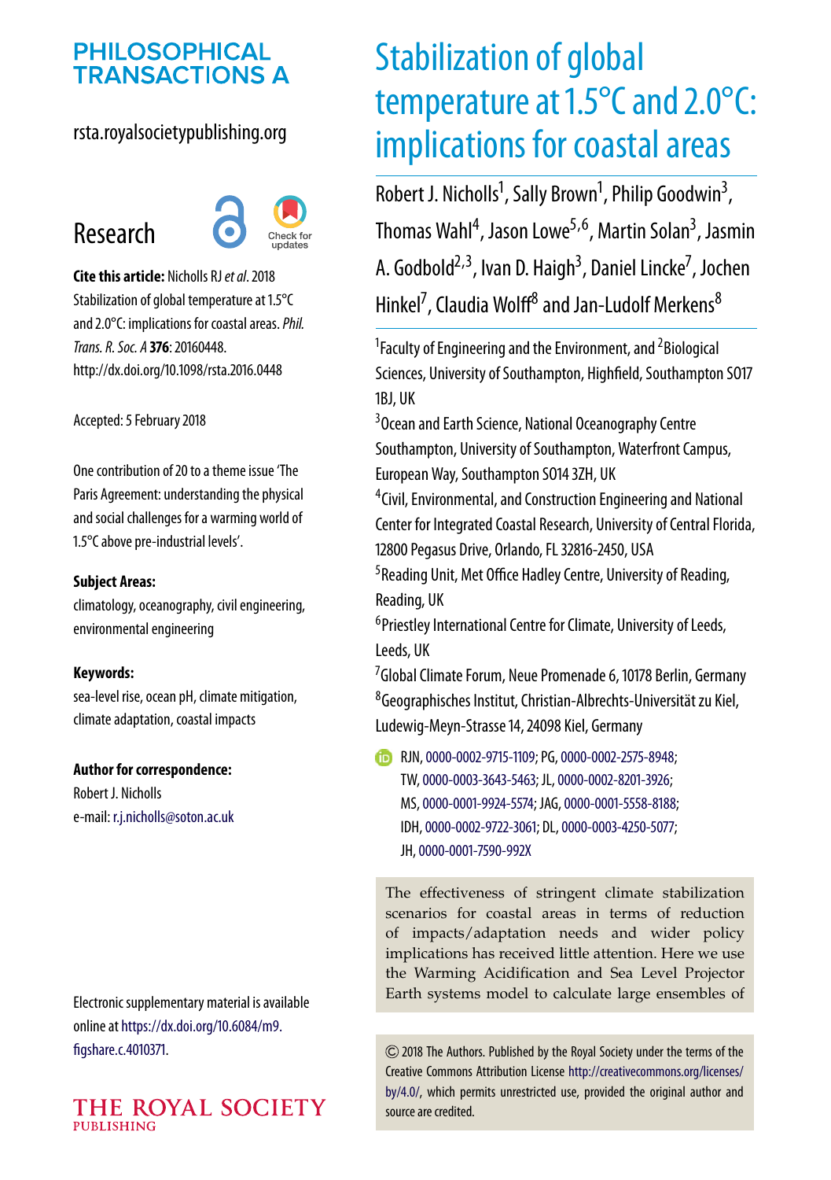# PHILOSOPHICAL TRANSACTIONS A

rsta.royalsocietypublishing.org

## Research

**Cite this article:** Nicholls RJ *et al*. 2018 Stabilization of global temperature at 1.5°C and 2.0°C: implications for coastal areas. *Phil. Trans. R. Soc. A* **376**: 20160448. http://dx.doi.org/10.1098/rsta.2016.0448

Accepted: 5 February 2018

One contribution of 20 to a theme issue 'The Paris Agreement: understanding the physical and social challenges for a warming world of 1.5°C above pre-industrial levels'.

**Subject Areas:**
climatology, oceanography, civil engineering, environmental engineering

**Keywords:**
sea-level rise, ocean pH, climate mitigation, climate adaptation, coastal impacts

**Author for correspondence:**
Robert J. Nicholls
e-mail: r.j.nicholls@soton.ac.uk

Electronic supplementary material is available online at https://dx.doi.org/10.6084/m9.figshare.c.4010371.

# Stabilization of global temperature at 1.5°C and 2.0°C: implications for coastal areas

Robert J. Nicholls[1], Sally Brown[1], Philip Goodwin[3], Thomas Wahl[4], Jason Lowe[5,6], Martin Solan[3], Jasmin A. Godbold[2,3], Ivan D. Haigh[3], Daniel Lincke[7], Jochen Hinkel[7], Claudia Wolff[8] and Jan-Ludolf Merkens[8]

[1]Faculty of Engineering and the Environment, and [2]Biological Sciences, University of Southampton, Highfield, Southampton SO17 1BJ, UK

[3]Ocean and Earth Science, National Oceanography Centre Southampton, University of Southampton, Waterfront Campus, European Way, Southampton SO14 3ZH, UK

[4]Civil, Environmental, and Construction Engineering and National Center for Integrated Coastal Research, University of Central Florida, 12800 Pegasus Drive, Orlando, FL 32816-2450, USA

[5]Reading Unit, Met Office Hadley Centre, University of Reading, Reading, UK

[6]Priestley International Centre for Climate, University of Leeds, Leeds, UK

[7]Global Climate Forum, Neue Promenade 6, 10178 Berlin, Germany

[8]Geographisches Institut, Christian-Albrechts-Universität zu Kiel, Ludewig-Meyn-Strasse 14, 24098 Kiel, Germany

RJN, 0000-0002-9715-1109; PG, 0000-0002-2575-8948; TW, 0000-0003-3643-5463; JL, 0000-0002-8201-3926; MS, 0000-0001-9924-5574; JAG, 0000-0001-5558-8188; IDH, 0000-0002-9722-3061; DL, 0000-0003-4250-5077; JH, 0000-0001-7590-992X

The effectiveness of stringent climate stabilization scenarios for coastal areas in terms of reduction of impacts/adaptation needs and wider policy implications has received little attention. Here we use the Warming Acidification and Sea Level Projector Earth systems model to calculate large ensembles of

© 2018 The Authors. Published by the Royal Society under the terms of the Creative Commons Attribution License http://creativecommons.org/licenses/by/4.0/, which permits unrestricted use, provided the original author and source are credited.

THE ROYAL SOCIETY PUBLISHING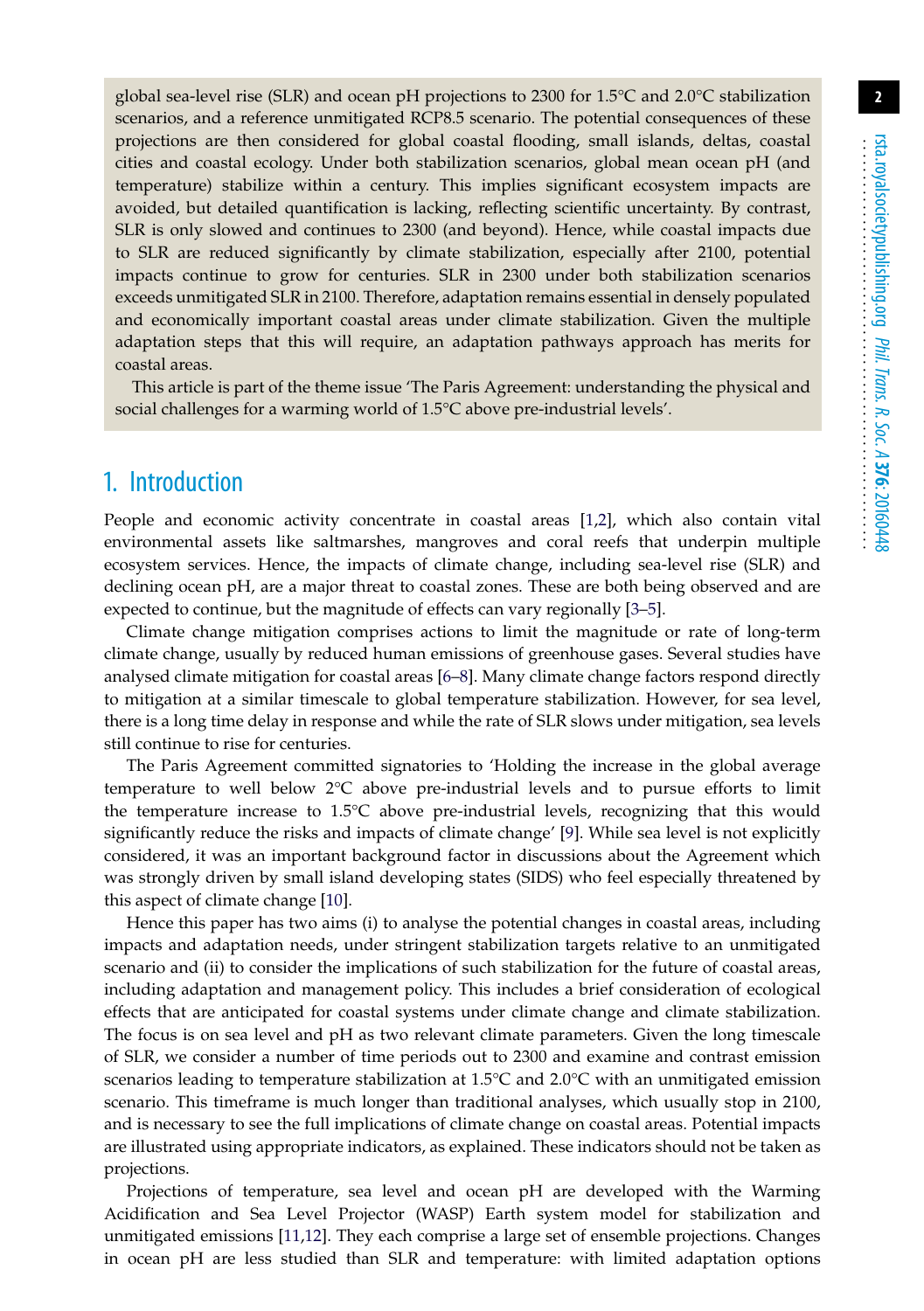global sea-level rise (SLR) and ocean pH projections to 2300 for 1.5°C and 2.0°C stabilization scenarios, and a reference unmitigated RCP8.5 scenario. The potential consequences of these projections are then considered for global coastal flooding, small islands, deltas, coastal cities and coastal ecology. Under both stabilization scenarios, global mean ocean pH (and temperature) stabilize within a century. This implies significant ecosystem impacts are avoided, but detailed quantification is lacking, reflecting scientific uncertainty. By contrast, SLR is only slowed and continues to 2300 (and beyond). Hence, while coastal impacts due to SLR are reduced significantly by climate stabilization, especially after 2100, potential impacts continue to grow for centuries. SLR in 2300 under both stabilization scenarios exceeds unmitigated SLR in 2100. Therefore, adaptation remains essential in densely populated and economically important coastal areas under climate stabilization. Given the multiple adaptation steps that this will require, an adaptation pathways approach has merits for coastal areas.

This article is part of the theme issue 'The Paris Agreement: understanding the physical and social challenges for a warming world of 1.5°C above pre-industrial levels'.

## 1. Introduction

People and economic activity concentrate in coastal areas [1,2], which also contain vital environmental assets like saltmarshes, mangroves and coral reefs that underpin multiple ecosystem services. Hence, the impacts of climate change, including sea-level rise (SLR) and declining ocean pH, are a major threat to coastal zones. These are both being observed and are expected to continue, but the magnitude of effects can vary regionally [3–5].

Climate change mitigation comprises actions to limit the magnitude or rate of long-term climate change, usually by reduced human emissions of greenhouse gases. Several studies have analysed climate mitigation for coastal areas [6–8]. Many climate change factors respond directly to mitigation at a similar timescale to global temperature stabilization. However, for sea level, there is a long time delay in response and while the rate of SLR slows under mitigation, sea levels still continue to rise for centuries.

The Paris Agreement committed signatories to 'Holding the increase in the global average temperature to well below 2°C above pre-industrial levels and to pursue efforts to limit the temperature increase to 1.5°C above pre-industrial levels, recognizing that this would significantly reduce the risks and impacts of climate change' [9]. While sea level is not explicitly considered, it was an important background factor in discussions about the Agreement which was strongly driven by small island developing states (SIDS) who feel especially threatened by this aspect of climate change [10].

Hence this paper has two aims (i) to analyse the potential changes in coastal areas, including impacts and adaptation needs, under stringent stabilization targets relative to an unmitigated scenario and (ii) to consider the implications of such stabilization for the future of coastal areas, including adaptation and management policy. This includes a brief consideration of ecological effects that are anticipated for coastal systems under climate change and climate stabilization. The focus is on sea level and pH as two relevant climate parameters. Given the long timescale of SLR, we consider a number of time periods out to 2300 and examine and contrast emission scenarios leading to temperature stabilization at 1.5°C and 2.0°C with an unmitigated emission scenario. This timeframe is much longer than traditional analyses, which usually stop in 2100, and is necessary to see the full implications of climate change on coastal areas. Potential impacts are illustrated using appropriate indicators, as explained. These indicators should not be taken as projections.

Projections of temperature, sea level and ocean pH are developed with the Warming Acidification and Sea Level Projector (WASP) Earth system model for stabilization and unmitigated emissions [11,12]. They each comprise a large set of ensemble projections. Changes in ocean pH are less studied than SLR and temperature: with limited adaptation options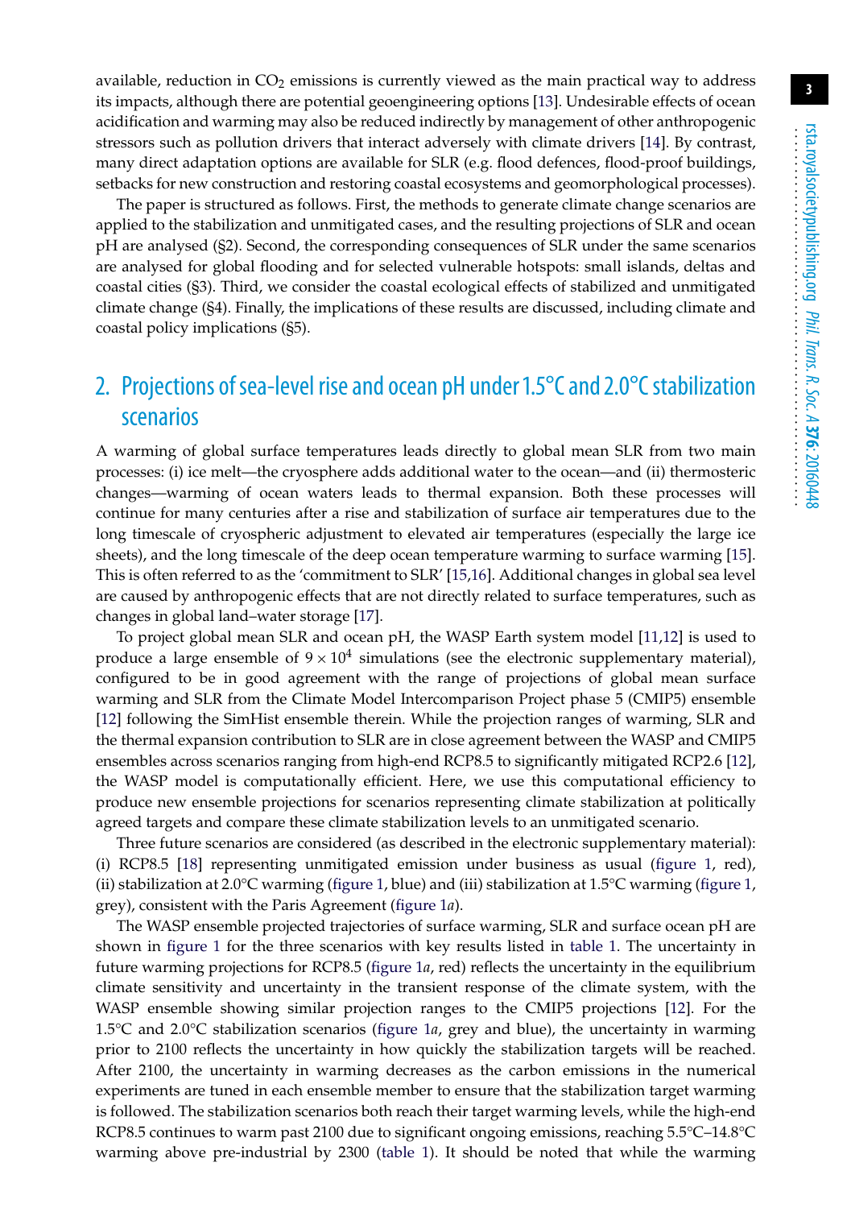available, reduction in $CO_2$ emissions is currently viewed as the main practical way to address its impacts, although there are potential geoengineering options [13]. Undesirable effects of ocean acidification and warming may also be reduced indirectly by management of other anthropogenic stressors such as pollution drivers that interact adversely with climate drivers [14]. By contrast, many direct adaptation options are available for SLR (e.g. flood defences, flood-proof buildings, setbacks for new construction and restoring coastal ecosystems and geomorphological processes).

The paper is structured as follows. First, the methods to generate climate change scenarios are applied to the stabilization and unmitigated cases, and the resulting projections of SLR and ocean pH are analysed (§2). Second, the corresponding consequences of SLR under the same scenarios are analysed for global flooding and for selected vulnerable hotspots: small islands, deltas and coastal cities (§3). Third, we consider the coastal ecological effects of stabilized and unmitigated climate change (§4). Finally, the implications of these results are discussed, including climate and coastal policy implications (§5).

## 2. Projections of sea-level rise and ocean pH under 1.5°C and 2.0°C stabilization scenarios

A warming of global surface temperatures leads directly to global mean SLR from two main processes: (i) ice melt—the cryosphere adds additional water to the ocean—and (ii) thermosteric changes—warming of ocean waters leads to thermal expansion. Both these processes will continue for many centuries after a rise and stabilization of surface air temperatures due to the long timescale of cryospheric adjustment to elevated air temperatures (especially the large ice sheets), and the long timescale of the deep ocean temperature warming to surface warming [15]. This is often referred to as the 'commitment to SLR' [15,16]. Additional changes in global sea level are caused by anthropogenic effects that are not directly related to surface temperatures, such as changes in global land–water storage [17].

To project global mean SLR and ocean pH, the WASP Earth system model [11,12] is used to produce a large ensemble of $9 \times 10^4$ simulations (see the electronic supplementary material), configured to be in good agreement with the range of projections of global mean surface warming and SLR from the Climate Model Intercomparison Project phase 5 (CMIP5) ensemble [12] following the SimHist ensemble therein. While the projection ranges of warming, SLR and the thermal expansion contribution to SLR are in close agreement between the WASP and CMIP5 ensembles across scenarios ranging from high-end RCP8.5 to significantly mitigated RCP2.6 [12], the WASP model is computationally efficient. Here, we use this computational efficiency to produce new ensemble projections for scenarios representing climate stabilization at politically agreed targets and compare these climate stabilization levels to an unmitigated scenario.

Three future scenarios are considered (as described in the electronic supplementary material): (i) RCP8.5 [18] representing unmitigated emission under business as usual (figure 1, red), (ii) stabilization at 2.0°C warming (figure 1, blue) and (iii) stabilization at 1.5°C warming (figure 1, grey), consistent with the Paris Agreement (figure 1*a*).

The WASP ensemble projected trajectories of surface warming, SLR and surface ocean pH are shown in figure 1 for the three scenarios with key results listed in table 1. The uncertainty in future warming projections for RCP8.5 (figure 1*a*, red) reflects the uncertainty in the equilibrium climate sensitivity and uncertainty in the transient response of the climate system, with the WASP ensemble showing similar projection ranges to the CMIP5 projections [12]. For the 1.5°C and 2.0°C stabilization scenarios (figure 1*a*, grey and blue), the uncertainty in warming prior to 2100 reflects the uncertainty in how quickly the stabilization targets will be reached. After 2100, the uncertainty in warming decreases as the carbon emissions in the numerical experiments are tuned in each ensemble member to ensure that the stabilization target warming is followed. The stabilization scenarios both reach their target warming levels, while the high-end RCP8.5 continues to warm past 2100 due to significant ongoing emissions, reaching 5.5°C–14.8°C warming above pre-industrial by 2300 (table 1). It should be noted that while the warming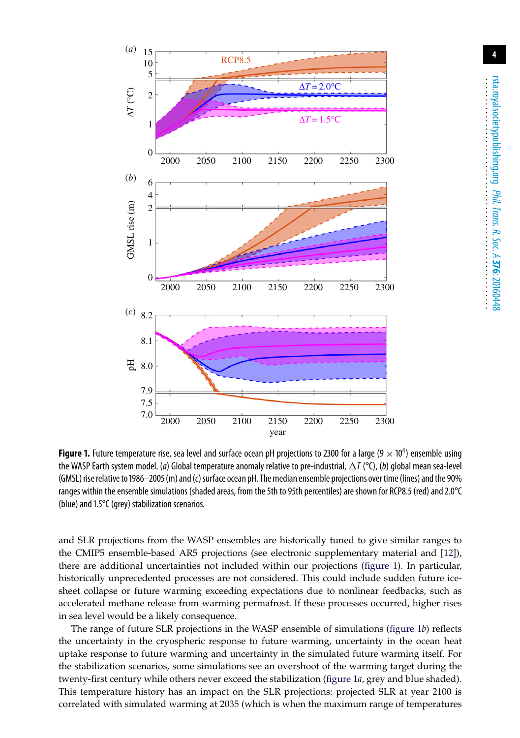**Figure 1.** Future temperature rise, sea level and surface ocean pH projections to 2300 for a large ($9 \times 10^4$) ensemble using the WASP Earth system model. (*a*) Global temperature anomaly relative to pre-industrial, $\Delta T$ (°C), (*b*) global mean sea-level (GMSL) rise relative to 1986–2005 (m) and (*c*) surface ocean pH. The median ensemble projections over time (lines) and the 90% ranges within the ensemble simulations (shaded areas, from the 5th to 95th percentiles) are shown for RCP8.5 (red) and 2.0°C (blue) and 1.5°C (grey) stabilization scenarios.

and SLR projections from the WASP ensembles are historically tuned to give similar ranges to the CMIP5 ensemble-based AR5 projections (see electronic supplementary material and [12]), there are additional uncertainties not included within our projections (figure 1). In particular, historically unprecedented processes are not considered. This could include sudden future ice-sheet collapse or future warming exceeding expectations due to nonlinear feedbacks, such as accelerated methane release from warming permafrost. If these processes occurred, higher rises in sea level would be a likely consequence.

The range of future SLR projections in the WASP ensemble of simulations (figure 1*b*) reflects the uncertainty in the cryospheric response to future warming, uncertainty in the ocean heat uptake response to future warming and uncertainty in the simulated future warming itself. For the stabilization scenarios, some simulations see an overshoot of the warming target during the twenty-first century while others never exceed the stabilization (figure 1*a*, grey and blue shaded). This temperature history has an impact on the SLR projections: projected SLR at year 2100 is correlated with simulated warming at 2035 (which is when the maximum range of temperatures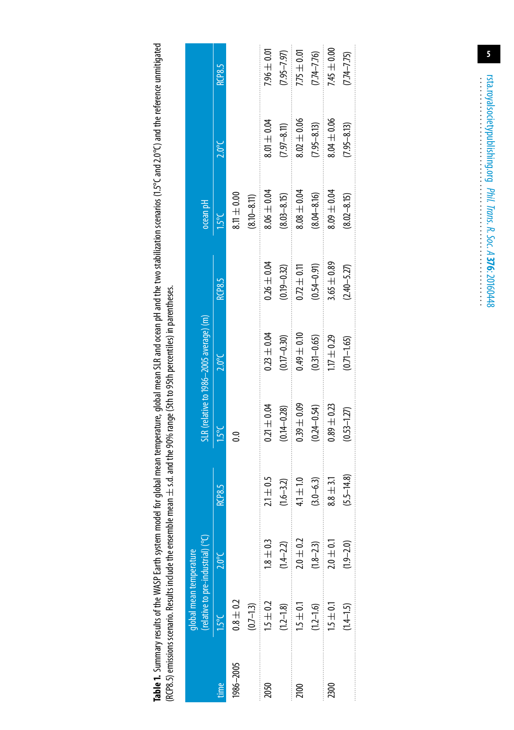**Table 1.** Summary results of the WASP Earth system model for global mean temperature, global mean SLR and ocean pH and the two stabilization scenarios (1.5°C and 2.0°C) and the reference unmitigated (RCP8.5) emissions scenario. Results include the ensemble mean ± s.d. and the 90% range (5th to 95th percentiles) in parentheses.

| time | global mean temperature (relative to pre-industrial) (°C) | | | SLR (relative to 1986–2005 average) (m) | | | ocean pH | | |
|---|---|---|---|---|---|---|---|---|---|
| | 1.5°C | 2.0°C | RCP8.5 | 1.5°C | 2.0°C | RCP8.5 | 1.5°C | 2.0°C | RCP8.5 |
| 1986–2005 | 0.8 ± 0.2 | | | 0.0 | | | 8.11 ± 0.00 | | |
| | (0.7–1.3) | | | | | | (8.10–8.11) | | |
| 2050 | 1.5 ± 0.2 | 1.8 ± 0.3 | 2.1 ± 0.5 | 0.21 ± 0.04 | 0.23 ± 0.04 | 0.26 ± 0.04 | 8.06 ± 0.04 | 8.01 ± 0.04 | 7.96 ± 0.01 |
| | (1.2–1.8) | (1.4–2.2) | (1.6–3.2) | (0.14–0.28) | (0.17–0.30) | (0.19–0.32) | (8.03–8.15) | (7.97–8.11) | (7.95–7.97) |
| 2100 | 1.5 ± 0.1 | 2.0 ± 0.2 | 4.1 ± 1.0 | 0.39 ± 0.09 | 0.49 ± 0.10 | 0.72 ± 0.11 | 8.08 ± 0.04 | 8.02 ± 0.06 | 7.75 ± 0.01 |
| | (1.2–1.6) | (1.8–2.3) | (3.0–6.3) | (0.24–0.54) | (0.31–0.65) | (0.54–0.91) | (8.04–8.16) | (7.95–8.13) | (7.74–7.76) |
| 2300 | 1.5 ± 0.1 | 2.0 ± 0.1 | 8.8 ± 3.1 | 0.89 ± 0.23 | 1.17 ± 0.29 | 3.65 ± 0.89 | 8.09 ± 0.04 | 8.04 ± 0.06 | 7.45 ± 0.00 |
| | (1.4–1.5) | (1.9–2.0) | (5.5–14.8) | (0.53–1.27) | (0.71–1.65) | (2.40–5.27) | (8.02–8.15) | (7.95–8.13) | (7.74–7.75) |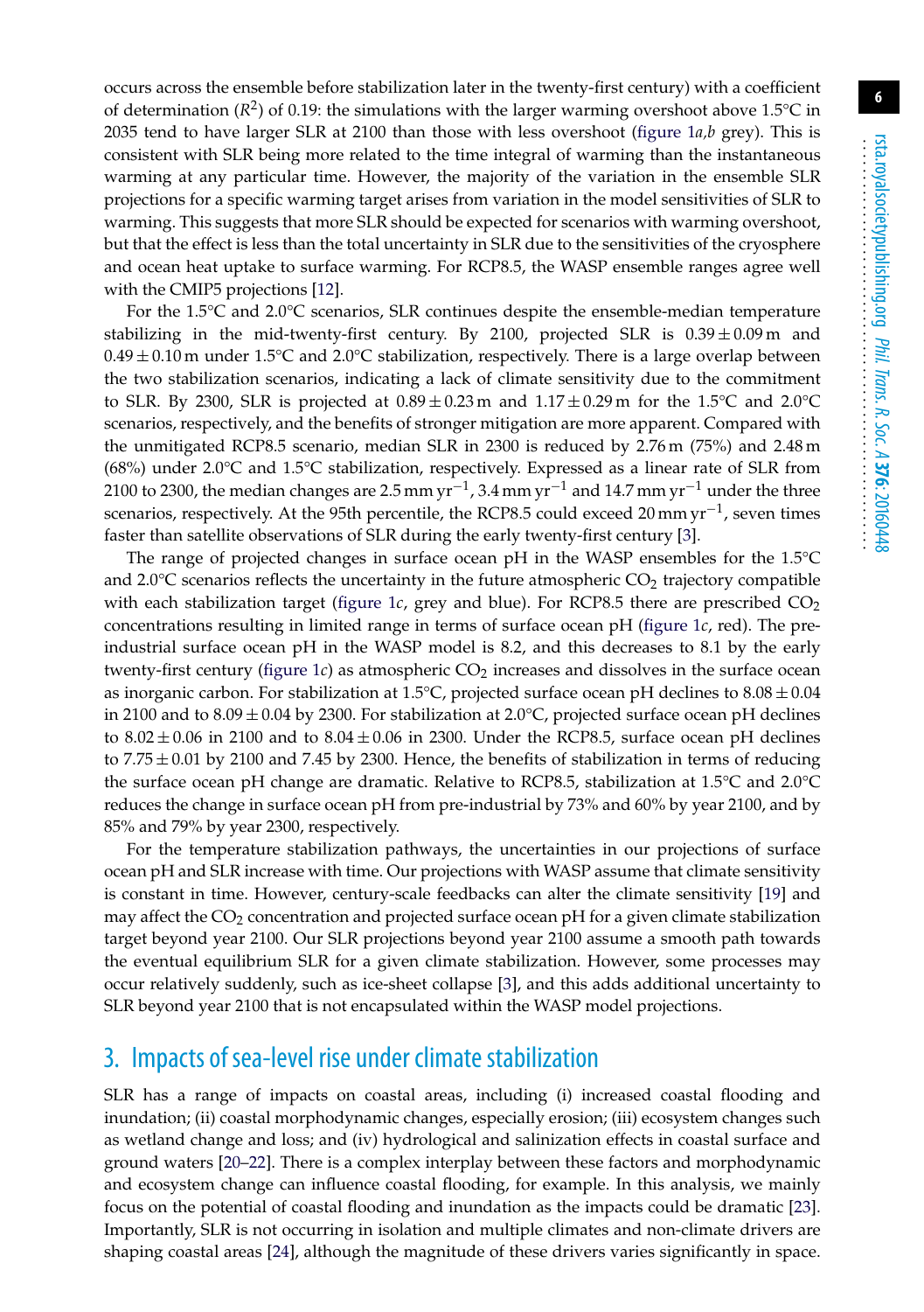occurs across the ensemble before stabilization later in the twenty-first century) with a coefficient of determination ($R^2$) of 0.19: the simulations with the larger warming overshoot above 1.5°C in 2035 tend to have larger SLR at 2100 than those with less overshoot (figure 1*a,b* grey). This is consistent with SLR being more related to the time integral of warming than the instantaneous warming at any particular time. However, the majority of the variation in the ensemble SLR projections for a specific warming target arises from variation in the model sensitivities of SLR to warming. This suggests that more SLR should be expected for scenarios with warming overshoot, but that the effect is less than the total uncertainty in SLR due to the sensitivities of the cryosphere and ocean heat uptake to surface warming. For RCP8.5, the WASP ensemble ranges agree well with the CMIP5 projections [12].

For the 1.5°C and 2.0°C scenarios, SLR continues despite the ensemble-median temperature stabilizing in the mid-twenty-first century. By 2100, projected SLR is $0.39 \pm 0.09$ m and $0.49 \pm 0.10$ m under 1.5°C and 2.0°C stabilization, respectively. There is a large overlap between the two stabilization scenarios, indicating a lack of climate sensitivity due to the commitment to SLR. By 2300, SLR is projected at $0.89 \pm 0.23$ m and $1.17 \pm 0.29$ m for the 1.5°C and 2.0°C scenarios, respectively, and the benefits of stronger mitigation are more apparent. Compared with the unmitigated RCP8.5 scenario, median SLR in 2300 is reduced by 2.76 m (75%) and 2.48 m (68%) under 2.0°C and 1.5°C stabilization, respectively. Expressed as a linear rate of SLR from 2100 to 2300, the median changes are 2.5 mm $\text{yr}^{-1}$, 3.4 mm $\text{yr}^{-1}$ and 14.7 mm $\text{yr}^{-1}$ under the three scenarios, respectively. At the 95th percentile, the RCP8.5 could exceed 20 mm $\text{yr}^{-1}$, seven times faster than satellite observations of SLR during the early twenty-first century [3].

The range of projected changes in surface ocean pH in the WASP ensembles for the 1.5°C and 2.0°C scenarios reflects the uncertainty in the future atmospheric $CO_2$ trajectory compatible with each stabilization target (figure 1*c*, grey and blue). For RCP8.5 there are prescribed $CO_2$ concentrations resulting in limited range in terms of surface ocean pH (figure 1*c*, red). The pre-industrial surface ocean pH in the WASP model is 8.2, and this decreases to 8.1 by the early twenty-first century (figure 1*c*) as atmospheric $CO_2$ increases and dissolves in the surface ocean as inorganic carbon. For stabilization at 1.5°C, projected surface ocean pH declines to $8.08 \pm 0.04$ in 2100 and to $8.09 \pm 0.04$ by 2300. For stabilization at 2.0°C, projected surface ocean pH declines to $8.02 \pm 0.06$ in 2100 and to $8.04 \pm 0.06$ in 2300. Under the RCP8.5, surface ocean pH declines to $7.75 \pm 0.01$ by 2100 and 7.45 by 2300. Hence, the benefits of stabilization in terms of reducing the surface ocean pH change are dramatic. Relative to RCP8.5, stabilization at 1.5°C and 2.0°C reduces the change in surface ocean pH from pre-industrial by 73% and 60% by year 2100, and by 85% and 79% by year 2300, respectively.

For the temperature stabilization pathways, the uncertainties in our projections of surface ocean pH and SLR increase with time. Our projections with WASP assume that climate sensitivity is constant in time. However, century-scale feedbacks can alter the climate sensitivity [19] and may affect the $CO_2$ concentration and projected surface ocean pH for a given climate stabilization target beyond year 2100. Our SLR projections beyond year 2100 assume a smooth path towards the eventual equilibrium SLR for a given climate stabilization. However, some processes may occur relatively suddenly, such as ice-sheet collapse [3], and this adds additional uncertainty to SLR beyond year 2100 that is not encapsulated within the WASP model projections.

## 3. Impacts of sea-level rise under climate stabilization

SLR has a range of impacts on coastal areas, including (i) increased coastal flooding and inundation; (ii) coastal morphodynamic changes, especially erosion; (iii) ecosystem changes such as wetland change and loss; and (iv) hydrological and salinization effects in coastal surface and ground waters [20–22]. There is a complex interplay between these factors and morphodynamic and ecosystem change can influence coastal flooding, for example. In this analysis, we mainly focus on the potential of coastal flooding and inundation as the impacts could be dramatic [23]. Importantly, SLR is not occurring in isolation and multiple climates and non-climate drivers are shaping coastal areas [24], although the magnitude of these drivers varies significantly in space.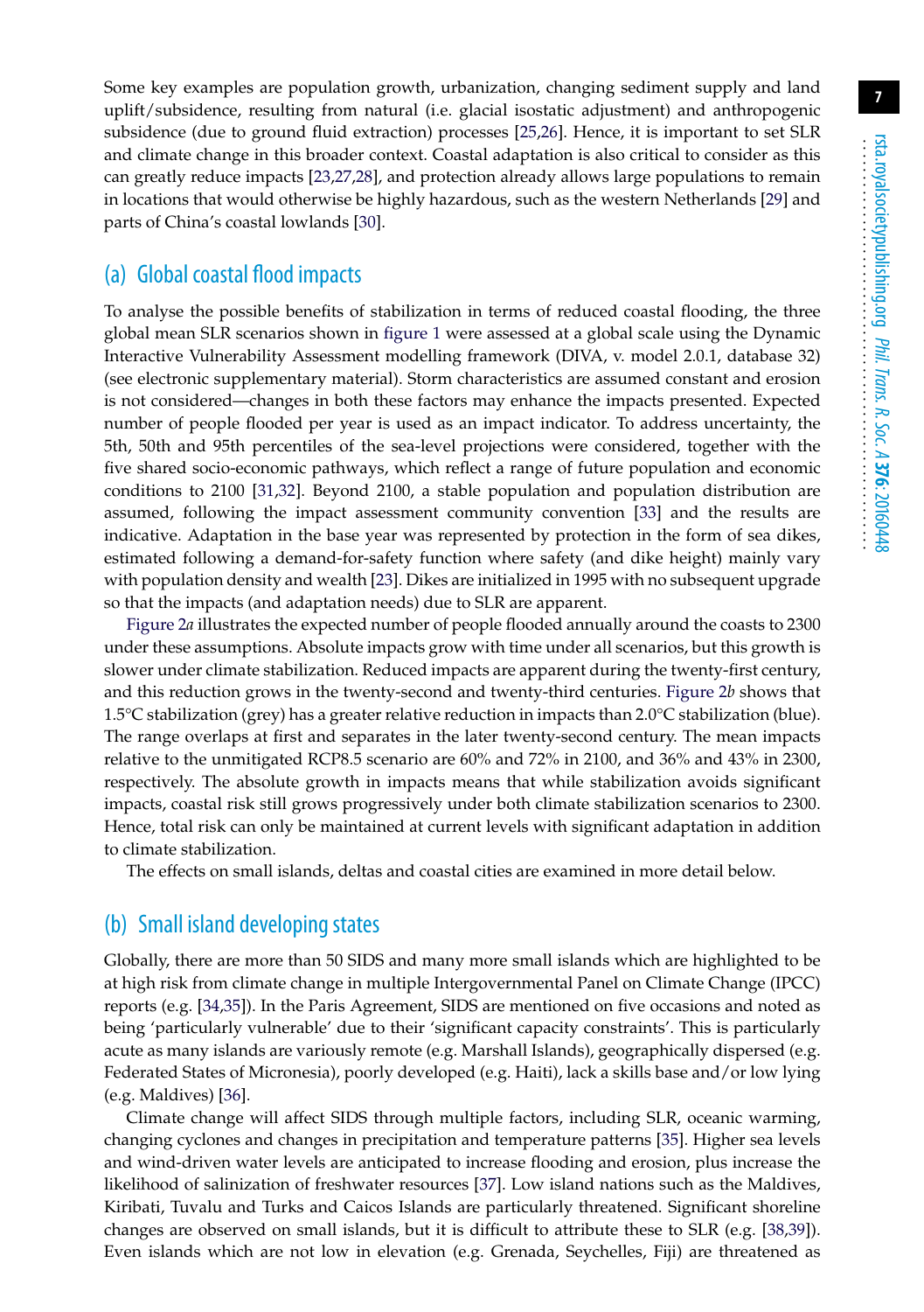Some key examples are population growth, urbanization, changing sediment supply and land uplift/subsidence, resulting from natural (i.e. glacial isostatic adjustment) and anthropogenic subsidence (due to ground fluid extraction) processes [25,26]. Hence, it is important to set SLR and climate change in this broader context. Coastal adaptation is also critical to consider as this can greatly reduce impacts [23,27,28], and protection already allows large populations to remain in locations that would otherwise be highly hazardous, such as the western Netherlands [29] and parts of China's coastal lowlands [30].

## (a) Global coastal flood impacts

To analyse the possible benefits of stabilization in terms of reduced coastal flooding, the three global mean SLR scenarios shown in figure 1 were assessed at a global scale using the Dynamic Interactive Vulnerability Assessment modelling framework (DIVA, v. model 2.0.1, database 32) (see electronic supplementary material). Storm characteristics are assumed constant and erosion is not considered—changes in both these factors may enhance the impacts presented. Expected number of people flooded per year is used as an impact indicator. To address uncertainty, the 5th, 50th and 95th percentiles of the sea-level projections were considered, together with the five shared socio-economic pathways, which reflect a range of future population and economic conditions to 2100 [31,32]. Beyond 2100, a stable population and population distribution are assumed, following the impact assessment community convention [33] and the results are indicative. Adaptation in the base year was represented by protection in the form of sea dikes, estimated following a demand-for-safety function where safety (and dike height) mainly vary with population density and wealth [23]. Dikes are initialized in 1995 with no subsequent upgrade so that the impacts (and adaptation needs) due to SLR are apparent.

Figure 2*a* illustrates the expected number of people flooded annually around the coasts to 2300 under these assumptions. Absolute impacts grow with time under all scenarios, but this growth is slower under climate stabilization. Reduced impacts are apparent during the twenty-first century, and this reduction grows in the twenty-second and twenty-third centuries. Figure 2*b* shows that 1.5°C stabilization (grey) has a greater relative reduction in impacts than 2.0°C stabilization (blue). The range overlaps at first and separates in the later twenty-second century. The mean impacts relative to the unmitigated RCP8.5 scenario are 60% and 72% in 2100, and 36% and 43% in 2300, respectively. The absolute growth in impacts means that while stabilization avoids significant impacts, coastal risk still grows progressively under both climate stabilization scenarios to 2300. Hence, total risk can only be maintained at current levels with significant adaptation in addition to climate stabilization.

The effects on small islands, deltas and coastal cities are examined in more detail below.

## (b) Small island developing states

Globally, there are more than 50 SIDS and many more small islands which are highlighted to be at high risk from climate change in multiple Intergovernmental Panel on Climate Change (IPCC) reports (e.g. [34,35]). In the Paris Agreement, SIDS are mentioned on five occasions and noted as being 'particularly vulnerable' due to their 'significant capacity constraints'. This is particularly acute as many islands are variously remote (e.g. Marshall Islands), geographically dispersed (e.g. Federated States of Micronesia), poorly developed (e.g. Haiti), lack a skills base and/or low lying (e.g. Maldives) [36].

Climate change will affect SIDS through multiple factors, including SLR, oceanic warming, changing cyclones and changes in precipitation and temperature patterns [35]. Higher sea levels and wind-driven water levels are anticipated to increase flooding and erosion, plus increase the likelihood of salinization of freshwater resources [37]. Low island nations such as the Maldives, Kiribati, Tuvalu and Turks and Caicos Islands are particularly threatened. Significant shoreline changes are observed on small islands, but it is difficult to attribute these to SLR (e.g. [38,39]). Even islands which are not low in elevation (e.g. Grenada, Seychelles, Fiji) are threatened as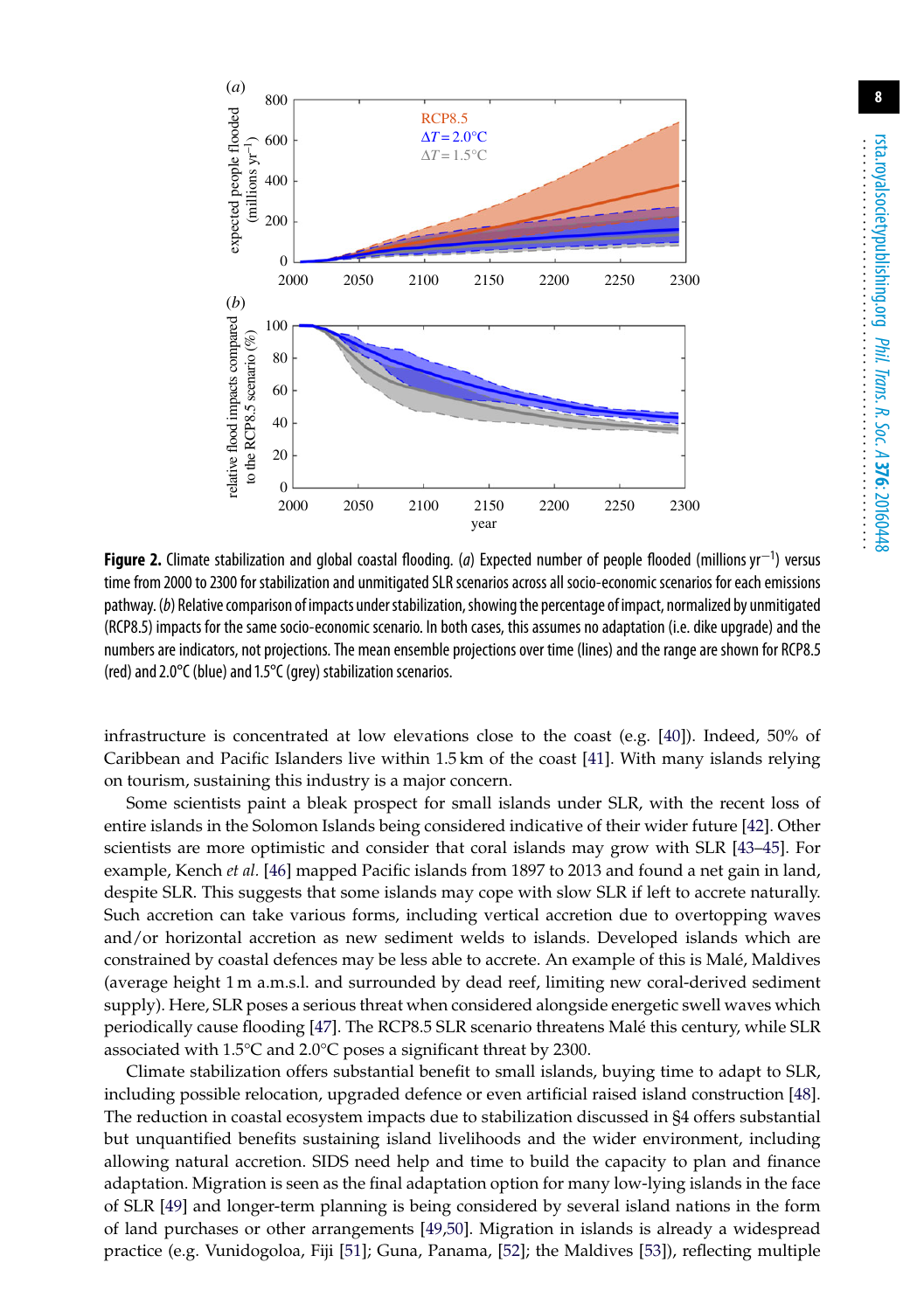**Figure 2.** Climate stabilization and global coastal flooding. (*a*) Expected number of people flooded (millions yr$^{-1}$) versus time from 2000 to 2300 for stabilization and unmitigated SLR scenarios across all socio-economic scenarios for each emissions pathway. (*b*) Relative comparison of impacts under stabilization, showing the percentage of impact, normalized by unmitigated (RCP8.5) impacts for the same socio-economic scenario. In both cases, this assumes no adaptation (i.e. dike upgrade) and the numbers are indicators, not projections. The mean ensemble projections over time (lines) and the range are shown for RCP8.5 (red) and 2.0°C (blue) and 1.5°C (grey) stabilization scenarios.

infrastructure is concentrated at low elevations close to the coast (e.g. [40]). Indeed, 50% of Caribbean and Pacific Islanders live within 1.5 km of the coast [41]. With many islands relying on tourism, sustaining this industry is a major concern.

Some scientists paint a bleak prospect for small islands under SLR, with the recent loss of entire islands in the Solomon Islands being considered indicative of their wider future [42]. Other scientists are more optimistic and consider that coral islands may grow with SLR [43–45]. For example, Kench *et al.* [46] mapped Pacific islands from 1897 to 2013 and found a net gain in land, despite SLR. This suggests that some islands may cope with slow SLR if left to accrete naturally. Such accretion can take various forms, including vertical accretion due to overtopping waves and/or horizontal accretion as new sediment welds to islands. Developed islands which are constrained by coastal defences may be less able to accrete. An example of this is Malé, Maldives (average height 1 m a.m.s.l. and surrounded by dead reef, limiting new coral-derived sediment supply). Here, SLR poses a serious threat when considered alongside energetic swell waves which periodically cause flooding [47]. The RCP8.5 SLR scenario threatens Malé this century, while SLR associated with 1.5°C and 2.0°C poses a significant threat by 2300.

Climate stabilization offers substantial benefit to small islands, buying time to adapt to SLR, including possible relocation, upgraded defence or even artificial raised island construction [48]. The reduction in coastal ecosystem impacts due to stabilization discussed in §4 offers substantial but unquantified benefits sustaining island livelihoods and the wider environment, including allowing natural accretion. SIDS need help and time to build the capacity to plan and finance adaptation. Migration is seen as the final adaptation option for many low-lying islands in the face of SLR [49] and longer-term planning is being considered by several island nations in the form of land purchases or other arrangements [49,50]. Migration in islands is already a widespread practice (e.g. Vunidogoloa, Fiji [51]; Guna, Panama, [52]; the Maldives [53]), reflecting multiple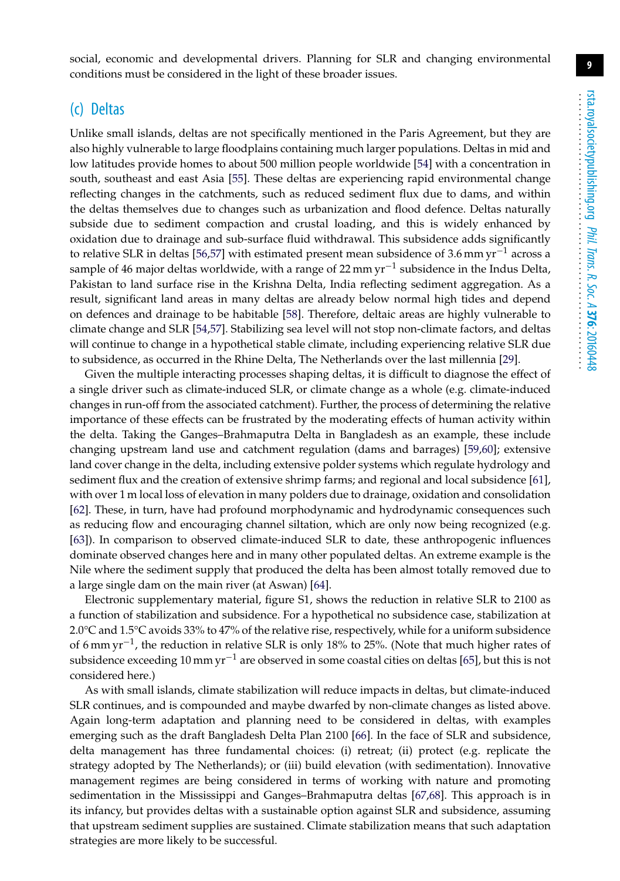social, economic and developmental drivers. Planning for SLR and changing environmental conditions must be considered in the light of these broader issues.

## (c) Deltas

Unlike small islands, deltas are not specifically mentioned in the Paris Agreement, but they are also highly vulnerable to large floodplains containing much larger populations. Deltas in mid and low latitudes provide homes to about 500 million people worldwide [54] with a concentration in south, southeast and east Asia [55]. These deltas are experiencing rapid environmental change reflecting changes in the catchments, such as reduced sediment flux due to dams, and within the deltas themselves due to changes such as urbanization and flood defence. Deltas naturally subside due to sediment compaction and crustal loading, and this is widely enhanced by oxidation due to drainage and sub-surface fluid withdrawal. This subsidence adds significantly to relative SLR in deltas [56,57] with estimated present mean subsidence of 3.6 mm yr$^{-1}$ across a sample of 46 major deltas worldwide, with a range of 22 mm yr$^{-1}$ subsidence in the Indus Delta, Pakistan to land surface rise in the Krishna Delta, India reflecting sediment aggregation. As a result, significant land areas in many deltas are already below normal high tides and depend on defences and drainage to be habitable [58]. Therefore, deltaic areas are highly vulnerable to climate change and SLR [54,57]. Stabilizing sea level will not stop non-climate factors, and deltas will continue to change in a hypothetical stable climate, including experiencing relative SLR due to subsidence, as occurred in the Rhine Delta, The Netherlands over the last millennia [29].

Given the multiple interacting processes shaping deltas, it is difficult to diagnose the effect of a single driver such as climate-induced SLR, or climate change as a whole (e.g. climate-induced changes in run-off from the associated catchment). Further, the process of determining the relative importance of these effects can be frustrated by the moderating effects of human activity within the delta. Taking the Ganges–Brahmaputra Delta in Bangladesh as an example, these include changing upstream land use and catchment regulation (dams and barrages) [59,60]; extensive land cover change in the delta, including extensive polder systems which regulate hydrology and sediment flux and the creation of extensive shrimp farms; and regional and local subsidence [61], with over 1 m local loss of elevation in many polders due to drainage, oxidation and consolidation [62]. These, in turn, have had profound morphodynamic and hydrodynamic consequences such as reducing flow and encouraging channel siltation, which are only now being recognized (e.g. [63]). In comparison to observed climate-induced SLR to date, these anthropogenic influences dominate observed changes here and in many other populated deltas. An extreme example is the Nile where the sediment supply that produced the delta has been almost totally removed due to a large single dam on the main river (at Aswan) [64].

Electronic supplementary material, figure S1, shows the reduction in relative SLR to 2100 as a function of stabilization and subsidence. For a hypothetical no subsidence case, stabilization at 2.0°C and 1.5°C avoids 33% to 47% of the relative rise, respectively, while for a uniform subsidence of 6 mm yr$^{-1}$, the reduction in relative SLR is only 18% to 25%. (Note that much higher rates of subsidence exceeding 10 mm yr$^{-1}$ are observed in some coastal cities on deltas [65], but this is not considered here.)

As with small islands, climate stabilization will reduce impacts in deltas, but climate-induced SLR continues, and is compounded and maybe dwarfed by non-climate changes as listed above. Again long-term adaptation and planning need to be considered in deltas, with examples emerging such as the draft Bangladesh Delta Plan 2100 [66]. In the face of SLR and subsidence, delta management has three fundamental choices: (i) retreat; (ii) protect (e.g. replicate the strategy adopted by The Netherlands); or (iii) build elevation (with sedimentation). Innovative management regimes are being considered in terms of working with nature and promoting sedimentation in the Mississippi and Ganges–Brahmaputra deltas [67,68]. This approach is in its infancy, but provides deltas with a sustainable option against SLR and subsidence, assuming that upstream sediment supplies are sustained. Climate stabilization means that such adaptation strategies are more likely to be successful.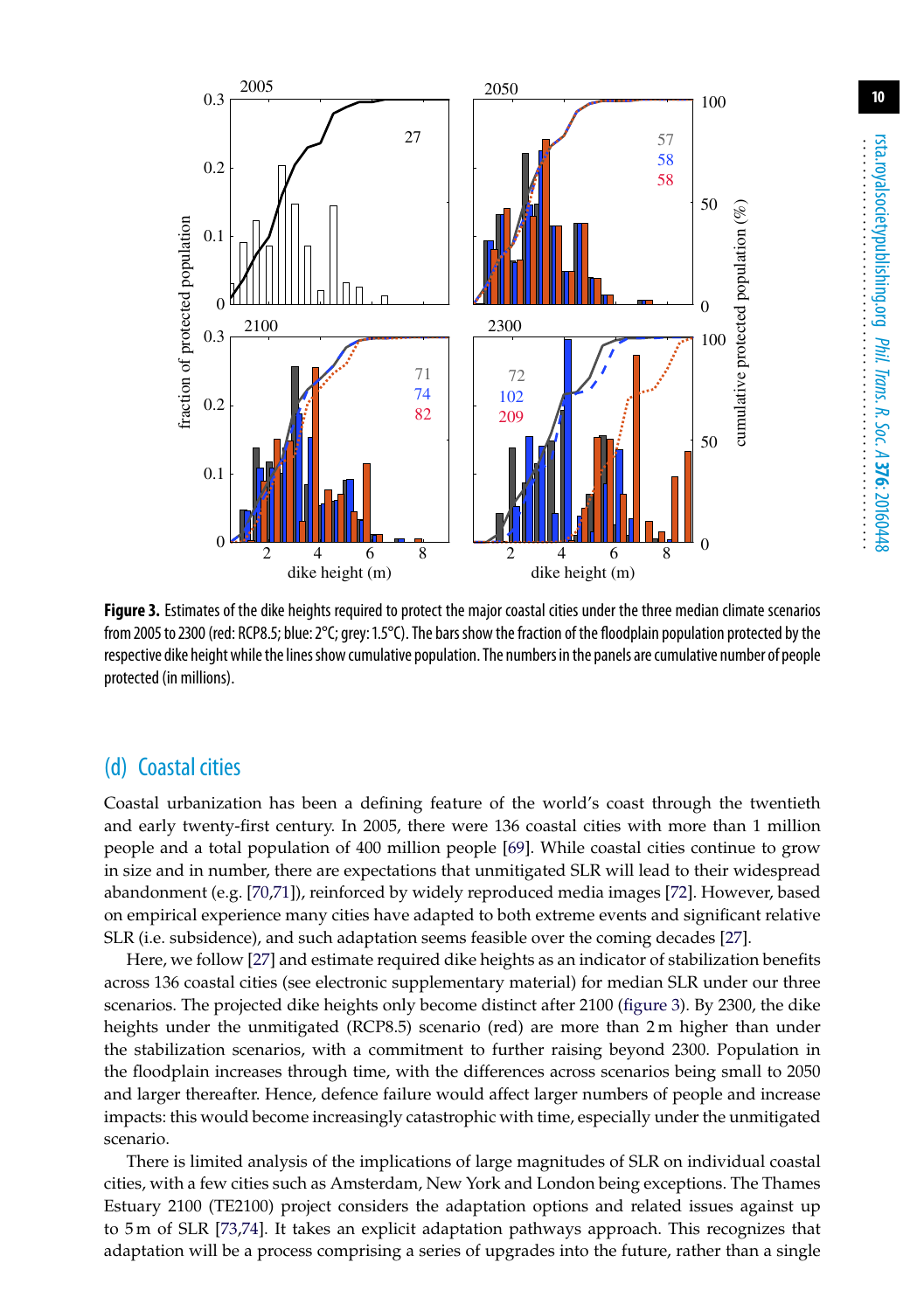**Figure 3.** Estimates of the dike heights required to protect the major coastal cities under the three median climate scenarios from 2005 to 2300 (red: RCP8.5; blue: 2°C; grey: 1.5°C). The bars show the fraction of the floodplain population protected by the respective dike height while the lines show cumulative population. The numbers in the panels are cumulative number of people protected (in millions).

## (d) Coastal cities

Coastal urbanization has been a defining feature of the world's coast through the twentieth and early twenty-first century. In 2005, there were 136 coastal cities with more than 1 million people and a total population of 400 million people [69]. While coastal cities continue to grow in size and in number, there are expectations that unmitigated SLR will lead to their widespread abandonment (e.g. [70,71]), reinforced by widely reproduced media images [72]. However, based on empirical experience many cities have adapted to both extreme events and significant relative SLR (i.e. subsidence), and such adaptation seems feasible over the coming decades [27].

Here, we follow [27] and estimate required dike heights as an indicator of stabilization benefits across 136 coastal cities (see electronic supplementary material) for median SLR under our three scenarios. The projected dike heights only become distinct after 2100 (figure 3). By 2300, the dike heights under the unmitigated (RCP8.5) scenario (red) are more than 2 m higher than under the stabilization scenarios, with a commitment to further raising beyond 2300. Population in the floodplain increases through time, with the differences across scenarios being small to 2050 and larger thereafter. Hence, defence failure would affect larger numbers of people and increase impacts: this would become increasingly catastrophic with time, especially under the unmitigated scenario.

There is limited analysis of the implications of large magnitudes of SLR on individual coastal cities, with a few cities such as Amsterdam, New York and London being exceptions. The Thames Estuary 2100 (TE2100) project considers the adaptation options and related issues against up to 5 m of SLR [73,74]. It takes an explicit adaptation pathways approach. This recognizes that adaptation will be a process comprising a series of upgrades into the future, rather than a single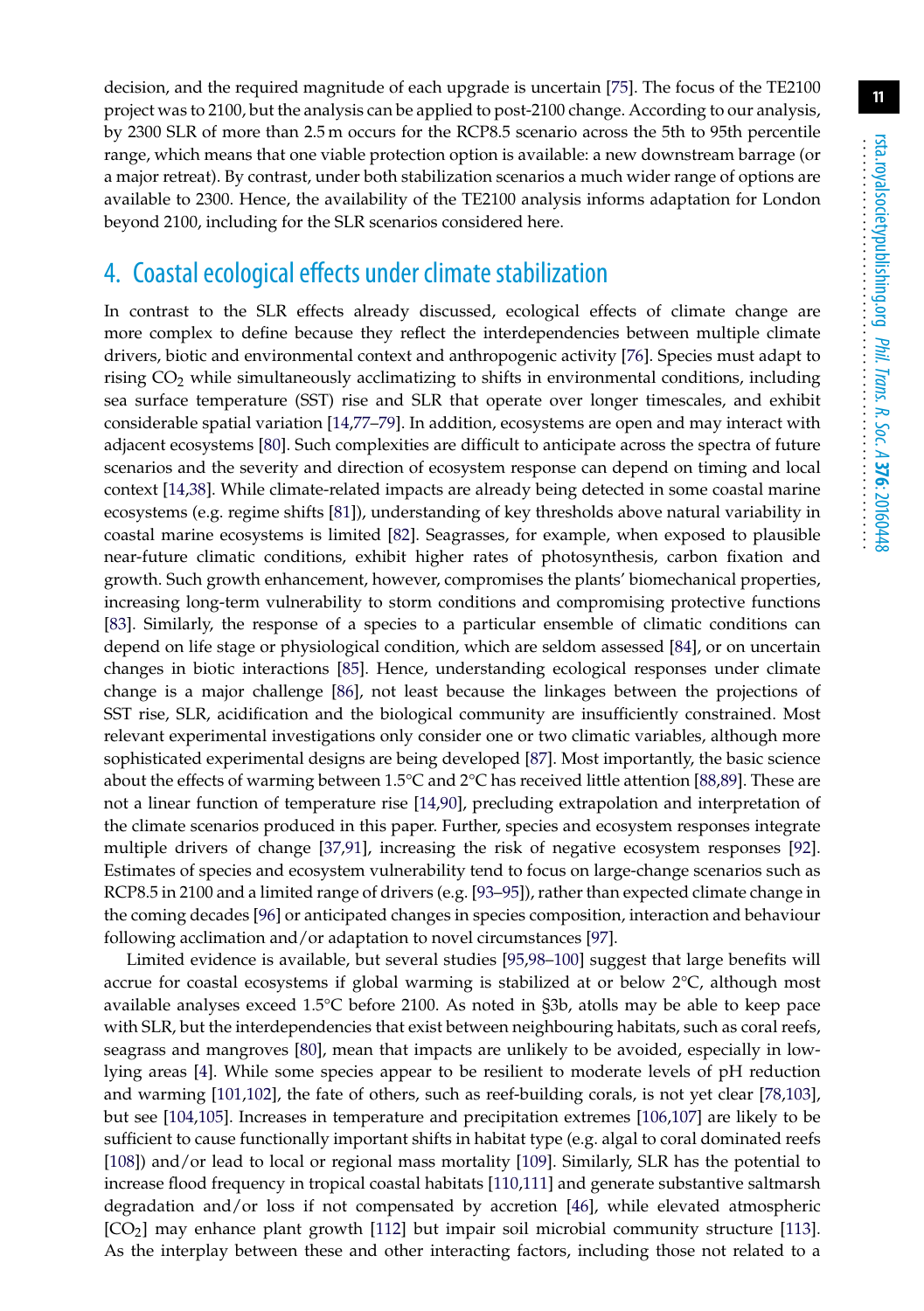decision, and the required magnitude of each upgrade is uncertain [75]. The focus of the TE2100 project was to 2100, but the analysis can be applied to post-2100 change. According to our analysis, by 2300 SLR of more than 2.5 m occurs for the RCP8.5 scenario across the 5th to 95th percentile range, which means that one viable protection option is available: a new downstream barrage (or a major retreat). By contrast, under both stabilization scenarios a much wider range of options are available to 2300. Hence, the availability of the TE2100 analysis informs adaptation for London beyond 2100, including for the SLR scenarios considered here.

## 4. Coastal ecological effects under climate stabilization

In contrast to the SLR effects already discussed, ecological effects of climate change are more complex to define because they reflect the interdependencies between multiple climate drivers, biotic and environmental context and anthropogenic activity [76]. Species must adapt to rising $CO_2$ while simultaneously acclimatizing to shifts in environmental conditions, including sea surface temperature (SST) rise and SLR that operate over longer timescales, and exhibit considerable spatial variation [14,77–79]. In addition, ecosystems are open and may interact with adjacent ecosystems [80]. Such complexities are difficult to anticipate across the spectra of future scenarios and the severity and direction of ecosystem response can depend on timing and local context [14,38]. While climate-related impacts are already being detected in some coastal marine ecosystems (e.g. regime shifts [81]), understanding of key thresholds above natural variability in coastal marine ecosystems is limited [82]. Seagrasses, for example, when exposed to plausible near-future climatic conditions, exhibit higher rates of photosynthesis, carbon fixation and growth. Such growth enhancement, however, compromises the plants' biomechanical properties, increasing long-term vulnerability to storm conditions and compromising protective functions [83]. Similarly, the response of a species to a particular ensemble of climatic conditions can depend on life stage or physiological condition, which are seldom assessed [84], or on uncertain changes in biotic interactions [85]. Hence, understanding ecological responses under climate change is a major challenge [86], not least because the linkages between the projections of SST rise, SLR, acidification and the biological community are insufficiently constrained. Most relevant experimental investigations only consider one or two climatic variables, although more sophisticated experimental designs are being developed [87]. Most importantly, the basic science about the effects of warming between 1.5°C and 2°C has received little attention [88,89]. These are not a linear function of temperature rise [14,90], precluding extrapolation and interpretation of the climate scenarios produced in this paper. Further, species and ecosystem responses integrate multiple drivers of change [37,91], increasing the risk of negative ecosystem responses [92]. Estimates of species and ecosystem vulnerability tend to focus on large-change scenarios such as RCP8.5 in 2100 and a limited range of drivers (e.g. [93–95]), rather than expected climate change in the coming decades [96] or anticipated changes in species composition, interaction and behaviour following acclimation and/or adaptation to novel circumstances [97].

Limited evidence is available, but several studies [95,98–100] suggest that large benefits will accrue for coastal ecosystems if global warming is stabilized at or below 2°C, although most available analyses exceed 1.5°C before 2100. As noted in §3b, atolls may be able to keep pace with SLR, but the interdependencies that exist between neighbouring habitats, such as coral reefs, seagrass and mangroves [80], mean that impacts are unlikely to be avoided, especially in low-lying areas [4]. While some species appear to be resilient to moderate levels of pH reduction and warming [101,102], the fate of others, such as reef-building corals, is not yet clear [78,103], but see [104,105]. Increases in temperature and precipitation extremes [106,107] are likely to be sufficient to cause functionally important shifts in habitat type (e.g. algal to coral dominated reefs [108]) and/or lead to local or regional mass mortality [109]. Similarly, SLR has the potential to increase flood frequency in tropical coastal habitats [110,111] and generate substantive saltmarsh degradation and/or loss if not compensated by accretion [46], while elevated atmospheric [$CO_2$] may enhance plant growth [112] but impair soil microbial community structure [113]. As the interplay between these and other interacting factors, including those not related to a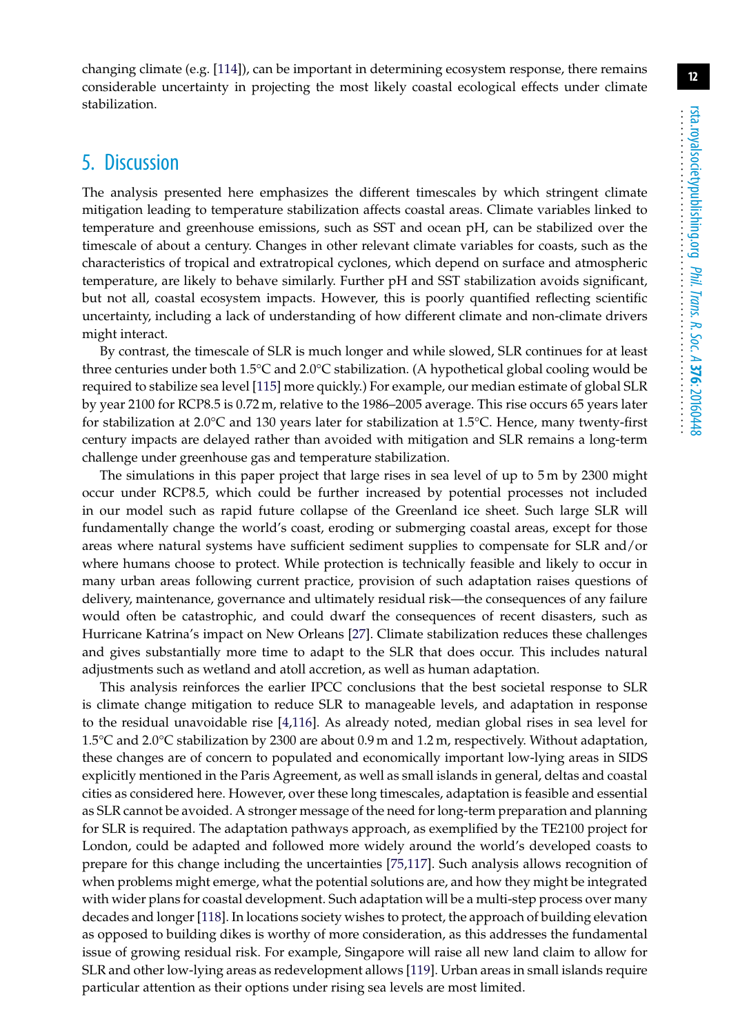changing climate (e.g. [114]), can be important in determining ecosystem response, there remains considerable uncertainty in projecting the most likely coastal ecological effects under climate stabilization.

## 5. Discussion

The analysis presented here emphasizes the different timescales by which stringent climate mitigation leading to temperature stabilization affects coastal areas. Climate variables linked to temperature and greenhouse emissions, such as SST and ocean pH, can be stabilized over the timescale of about a century. Changes in other relevant climate variables for coasts, such as the characteristics of tropical and extratropical cyclones, which depend on surface and atmospheric temperature, are likely to behave similarly. Further pH and SST stabilization avoids significant, but not all, coastal ecosystem impacts. However, this is poorly quantified reflecting scientific uncertainty, including a lack of understanding of how different climate and non-climate drivers might interact.

By contrast, the timescale of SLR is much longer and while slowed, SLR continues for at least three centuries under both 1.5°C and 2.0°C stabilization. (A hypothetical global cooling would be required to stabilize sea level [115] more quickly.) For example, our median estimate of global SLR by year 2100 for RCP8.5 is 0.72 m, relative to the 1986–2005 average. This rise occurs 65 years later for stabilization at 2.0°C and 130 years later for stabilization at 1.5°C. Hence, many twenty-first century impacts are delayed rather than avoided with mitigation and SLR remains a long-term challenge under greenhouse gas and temperature stabilization.

The simulations in this paper project that large rises in sea level of up to 5 m by 2300 might occur under RCP8.5, which could be further increased by potential processes not included in our model such as rapid future collapse of the Greenland ice sheet. Such large SLR will fundamentally change the world's coast, eroding or submerging coastal areas, except for those areas where natural systems have sufficient sediment supplies to compensate for SLR and/or where humans choose to protect. While protection is technically feasible and likely to occur in many urban areas following current practice, provision of such adaptation raises questions of delivery, maintenance, governance and ultimately residual risk—the consequences of any failure would often be catastrophic, and could dwarf the consequences of recent disasters, such as Hurricane Katrina's impact on New Orleans [27]. Climate stabilization reduces these challenges and gives substantially more time to adapt to the SLR that does occur. This includes natural adjustments such as wetland and atoll accretion, as well as human adaptation.

This analysis reinforces the earlier IPCC conclusions that the best societal response to SLR is climate change mitigation to reduce SLR to manageable levels, and adaptation in response to the residual unavoidable rise [4,116]. As already noted, median global rises in sea level for 1.5°C and 2.0°C stabilization by 2300 are about 0.9 m and 1.2 m, respectively. Without adaptation, these changes are of concern to populated and economically important low-lying areas in SIDS explicitly mentioned in the Paris Agreement, as well as small islands in general, deltas and coastal cities as considered here. However, over these long timescales, adaptation is feasible and essential as SLR cannot be avoided. A stronger message of the need for long-term preparation and planning for SLR is required. The adaptation pathways approach, as exemplified by the TE2100 project for London, could be adapted and followed more widely around the world's developed coasts to prepare for this change including the uncertainties [75,117]. Such analysis allows recognition of when problems might emerge, what the potential solutions are, and how they might be integrated with wider plans for coastal development. Such adaptation will be a multi-step process over many decades and longer [118]. In locations society wishes to protect, the approach of building elevation as opposed to building dikes is worthy of more consideration, as this addresses the fundamental issue of growing residual risk. For example, Singapore will raise all new land claim to allow for SLR and other low-lying areas as redevelopment allows [119]. Urban areas in small islands require particular attention as their options under rising sea levels are most limited.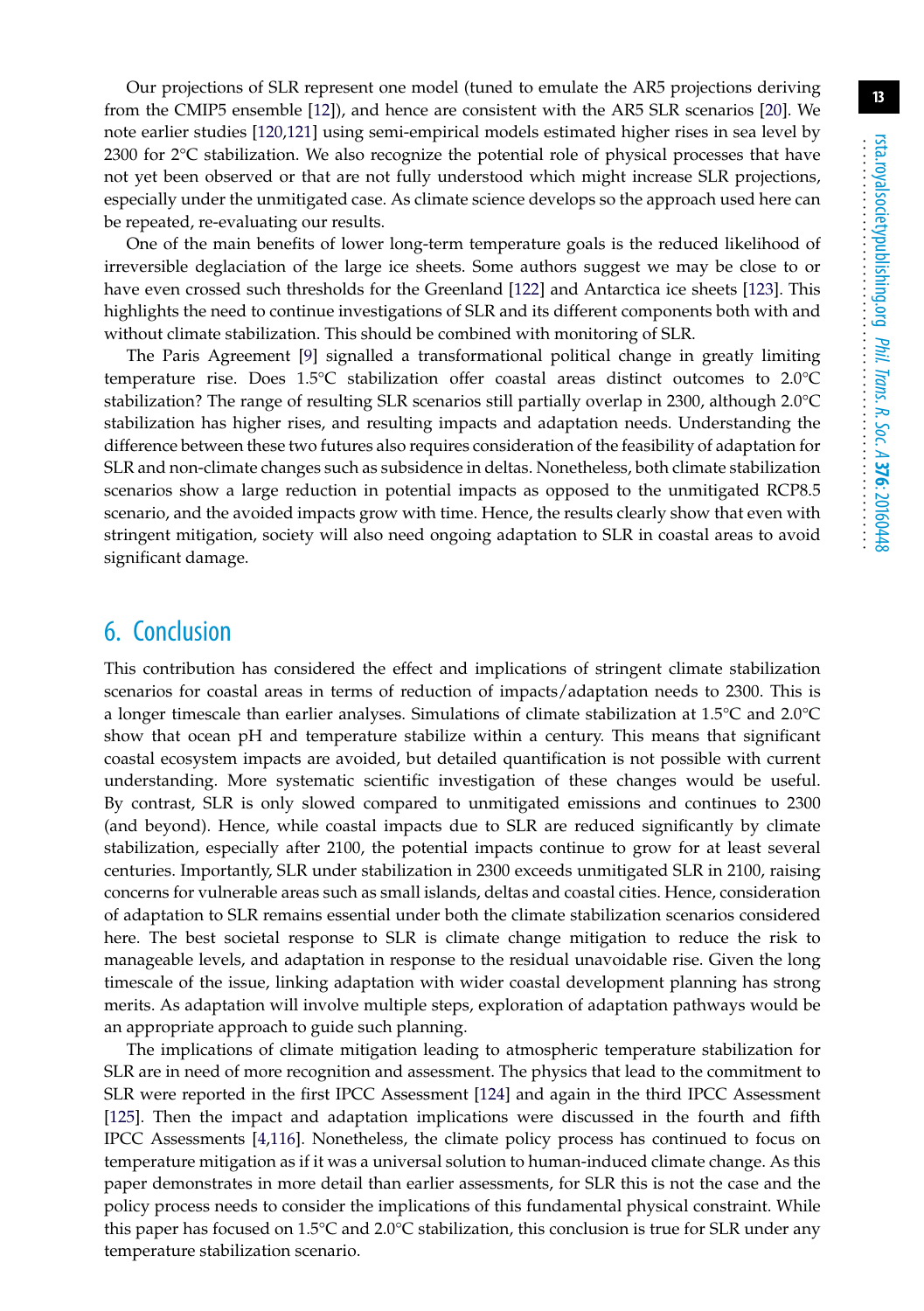Our projections of SLR represent one model (tuned to emulate the AR5 projections deriving from the CMIP5 ensemble [12]), and hence are consistent with the AR5 SLR scenarios [20]. We note earlier studies [120,121] using semi-empirical models estimated higher rises in sea level by 2300 for 2°C stabilization. We also recognize the potential role of physical processes that have not yet been observed or that are not fully understood which might increase SLR projections, especially under the unmitigated case. As climate science develops so the approach used here can be repeated, re-evaluating our results.

One of the main benefits of lower long-term temperature goals is the reduced likelihood of irreversible deglaciation of the large ice sheets. Some authors suggest we may be close to or have even crossed such thresholds for the Greenland [122] and Antarctica ice sheets [123]. This highlights the need to continue investigations of SLR and its different components both with and without climate stabilization. This should be combined with monitoring of SLR.

The Paris Agreement [9] signalled a transformational political change in greatly limiting temperature rise. Does 1.5°C stabilization offer coastal areas distinct outcomes to 2.0°C stabilization? The range of resulting SLR scenarios still partially overlap in 2300, although 2.0°C stabilization has higher rises, and resulting impacts and adaptation needs. Understanding the difference between these two futures also requires consideration of the feasibility of adaptation for SLR and non-climate changes such as subsidence in deltas. Nonetheless, both climate stabilization scenarios show a large reduction in potential impacts as opposed to the unmitigated RCP8.5 scenario, and the avoided impacts grow with time. Hence, the results clearly show that even with stringent mitigation, society will also need ongoing adaptation to SLR in coastal areas to avoid significant damage.

## 6. Conclusion

This contribution has considered the effect and implications of stringent climate stabilization scenarios for coastal areas in terms of reduction of impacts/adaptation needs to 2300. This is a longer timescale than earlier analyses. Simulations of climate stabilization at 1.5°C and 2.0°C show that ocean pH and temperature stabilize within a century. This means that significant coastal ecosystem impacts are avoided, but detailed quantification is not possible with current understanding. More systematic scientific investigation of these changes would be useful. By contrast, SLR is only slowed compared to unmitigated emissions and continues to 2300 (and beyond). Hence, while coastal impacts due to SLR are reduced significantly by climate stabilization, especially after 2100, the potential impacts continue to grow for at least several centuries. Importantly, SLR under stabilization in 2300 exceeds unmitigated SLR in 2100, raising concerns for vulnerable areas such as small islands, deltas and coastal cities. Hence, consideration of adaptation to SLR remains essential under both the climate stabilization scenarios considered here. The best societal response to SLR is climate change mitigation to reduce the risk to manageable levels, and adaptation in response to the residual unavoidable rise. Given the long timescale of the issue, linking adaptation with wider coastal development planning has strong merits. As adaptation will involve multiple steps, exploration of adaptation pathways would be an appropriate approach to guide such planning.

The implications of climate mitigation leading to atmospheric temperature stabilization for SLR are in need of more recognition and assessment. The physics that lead to the commitment to SLR were reported in the first IPCC Assessment [124] and again in the third IPCC Assessment [125]. Then the impact and adaptation implications were discussed in the fourth and fifth IPCC Assessments [4,116]. Nonetheless, the climate policy process has continued to focus on temperature mitigation as if it was a universal solution to human-induced climate change. As this paper demonstrates in more detail than earlier assessments, for SLR this is not the case and the policy process needs to consider the implications of this fundamental physical constraint. While this paper has focused on 1.5°C and 2.0°C stabilization, this conclusion is true for SLR under any temperature stabilization scenario.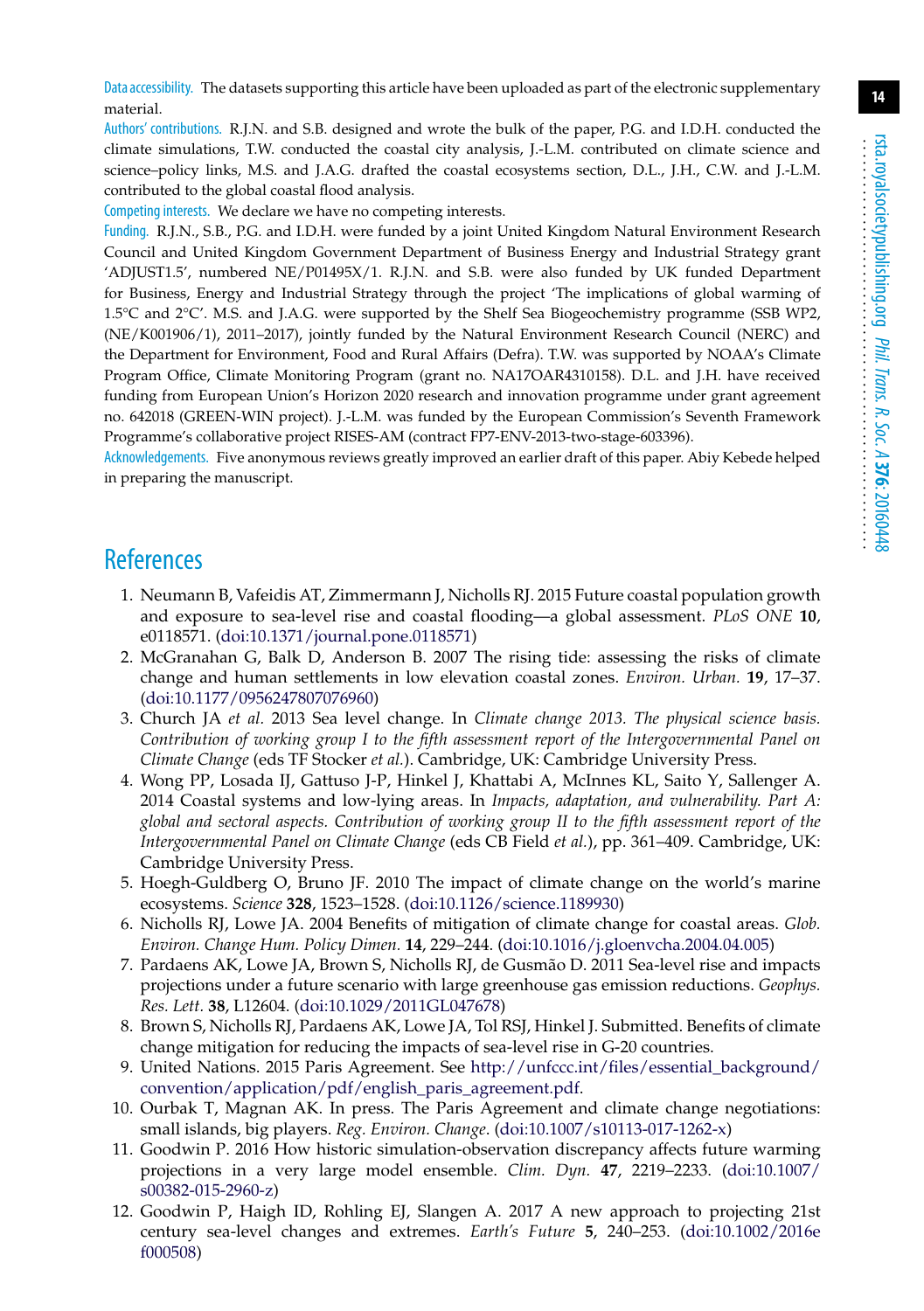**Data accessibility.** The datasets supporting this article have been uploaded as part of the electronic supplementary material.

**Authors' contributions.** R.J.N. and S.B. designed and wrote the bulk of the paper, P.G. and I.D.H. conducted the climate simulations, T.W. conducted the coastal city analysis, J.-L.M. contributed on climate science and science–policy links, M.S. and J.A.G. drafted the coastal ecosystems section, D.L., J.H., C.W. and J.-L.M. contributed to the global coastal flood analysis.

**Competing interests.** We declare we have no competing interests.

**Funding.** R.J.N., S.B., P.G. and I.D.H. were funded by a joint United Kingdom Natural Environment Research Council and United Kingdom Government Department of Business Energy and Industrial Strategy grant 'ADJUST1.5', numbered NE/P01495X/1. R.J.N. and S.B. were also funded by UK funded Department for Business, Energy and Industrial Strategy through the project 'The implications of global warming of 1.5°C and 2°C'. M.S. and J.A.G. were supported by the Shelf Sea Biogeochemistry programme (SSB WP2, (NE/K001906/1), 2011–2017), jointly funded by the Natural Environment Research Council (NERC) and the Department for Environment, Food and Rural Affairs (Defra). T.W. was supported by NOAA's Climate Program Office, Climate Monitoring Program (grant no. NA17OAR4310158). D.L. and J.H. have received funding from European Union's Horizon 2020 research and innovation programme under grant agreement no. 642018 (GREEN-WIN project). J.-L.M. was funded by the European Commission's Seventh Framework Programme's collaborative project RISES-AM (contract FP7-ENV-2013-two-stage-603396).

**Acknowledgements.** Five anonymous reviews greatly improved an earlier draft of this paper. Abiy Kebede helped in preparing the manuscript.

## References

1. Neumann B, Vafeidis AT, Zimmermann J, Nicholls RJ. 2015 Future coastal population growth and exposure to sea-level rise and coastal flooding—a global assessment. *PLoS ONE* **10**, e0118571. (doi:10.1371/journal.pone.0118571)
2. McGranahan G, Balk D, Anderson B. 2007 The rising tide: assessing the risks of climate change and human settlements in low elevation coastal zones. *Environ. Urban.* **19**, 17–37. (doi:10.1177/0956247807076960)
3. Church JA *et al.* 2013 Sea level change. In *Climate change 2013. The physical science basis. Contribution of working group I to the fifth assessment report of the Intergovernmental Panel on Climate Change* (eds TF Stocker *et al.*). Cambridge, UK: Cambridge University Press.
4. Wong PP, Losada IJ, Gattuso J-P, Hinkel J, Khattabi A, McInnes KL, Saito Y, Sallenger A. 2014 Coastal systems and low-lying areas. In *Impacts, adaptation, and vulnerability. Part A: global and sectoral aspects. Contribution of working group II to the fifth assessment report of the Intergovernmental Panel on Climate Change* (eds CB Field *et al.*), pp. 361–409. Cambridge, UK: Cambridge University Press.
5. Hoegh-Guldberg O, Bruno JF. 2010 The impact of climate change on the world's marine ecosystems. *Science* **328**, 1523–1528. (doi:10.1126/science.1189930)
6. Nicholls RJ, Lowe JA. 2004 Benefits of mitigation of climate change for coastal areas. *Glob. Environ. Change Hum. Policy Dimen.* **14**, 229–244. (doi:10.1016/j.gloenvcha.2004.04.005)
7. Pardaens AK, Lowe JA, Brown S, Nicholls RJ, de Gusmão D. 2011 Sea-level rise and impacts projections under a future scenario with large greenhouse gas emission reductions. *Geophys. Res. Lett.* **38**, L12604. (doi:10.1029/2011GL047678)
8. Brown S, Nicholls RJ, Pardaens AK, Lowe JA, Tol RSJ, Hinkel J. Submitted. Benefits of climate change mitigation for reducing the impacts of sea-level rise in G-20 countries.
9. United Nations. 2015 Paris Agreement. See http://unfccc.int/files/essential_background/convention/application/pdf/english_paris_agreement.pdf.
10. Ourbak T, Magnan AK. In press. The Paris Agreement and climate change negotiations: small islands, big players. *Reg. Environ. Change*. (doi:10.1007/s10113-017-1262-x)
11. Goodwin P. 2016 How historic simulation-observation discrepancy affects future warming projections in a very large model ensemble. *Clim. Dyn.* **47**, 2219–2233. (doi:10.1007/s00382-015-2960-z)
12. Goodwin P, Haigh ID, Rohling EJ, Slangen A. 2017 A new approach to projecting 21st century sea-level changes and extremes. *Earth's Future* **5**, 240–253. (doi:10.1002/2016ef000508)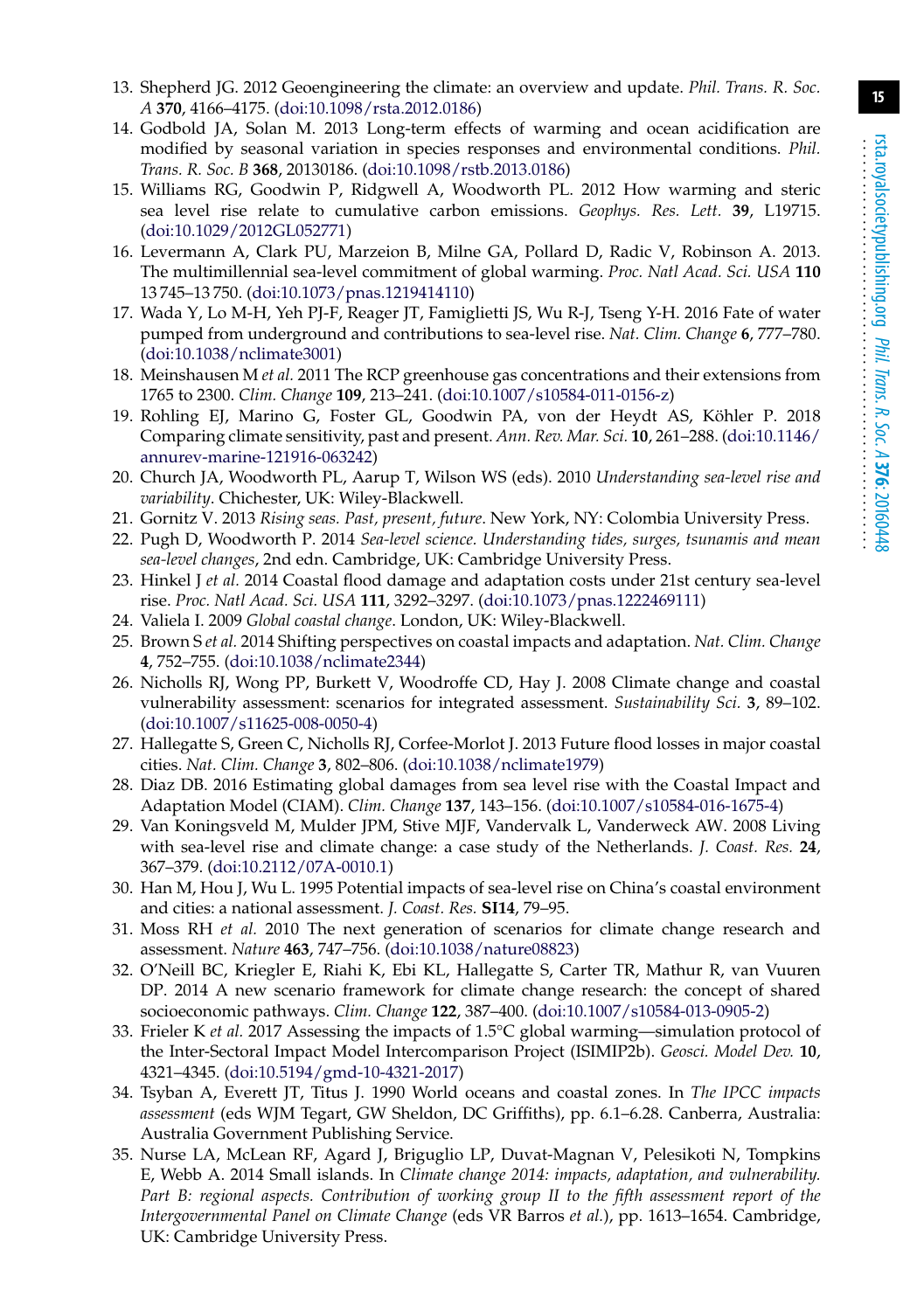13. Shepherd JG. 2012 Geoengineering the climate: an overview and update. *Phil. Trans. R. Soc. A* **370**, 4166–4175. (doi:10.1098/rsta.2012.0186)
14. Godbold JA, Solan M. 2013 Long-term effects of warming and ocean acidification are modified by seasonal variation in species responses and environmental conditions. *Phil. Trans. R. Soc. B* **368**, 20130186. (doi:10.1098/rstb.2013.0186)
15. Williams RG, Goodwin P, Ridgwell A, Woodworth PL. 2012 How warming and steric sea level rise relate to cumulative carbon emissions. *Geophys. Res. Lett.* **39**, L19715. (doi:10.1029/2012GL052771)
16. Levermann A, Clark PU, Marzeion B, Milne GA, Pollard D, Radic V, Robinson A. 2013. The multimillennial sea-level commitment of global warming. *Proc. Natl Acad. Sci. USA* **110** 13 745–13 750. (doi:10.1073/pnas.1219414110)
17. Wada Y, Lo M-H, Yeh PJ-F, Reager JT, Famiglietti JS, Wu R-J, Tseng Y-H. 2016 Fate of water pumped from underground and contributions to sea-level rise. *Nat. Clim. Change* **6**, 777–780. (doi:10.1038/nclimate3001)
18. Meinshausen M *et al.* 2011 The RCP greenhouse gas concentrations and their extensions from 1765 to 2300. *Clim. Change* **109**, 213–241. (doi:10.1007/s10584-011-0156-z)
19. Rohling EJ, Marino G, Foster GL, Goodwin PA, von der Heydt AS, Köhler P. 2018 Comparing climate sensitivity, past and present. *Ann. Rev. Mar. Sci.* **10**, 261–288. (doi:10.1146/annurev-marine-121916-063242)
20. Church JA, Woodworth PL, Aarup T, Wilson WS (eds). 2010 *Understanding sea-level rise and variability*. Chichester, UK: Wiley-Blackwell.
21. Gornitz V. 2013 *Rising seas. Past, present, future*. New York, NY: Colombia University Press.
22. Pugh D, Woodworth P. 2014 *Sea-level science. Understanding tides, surges, tsunamis and mean sea-level changes*, 2nd edn. Cambridge, UK: Cambridge University Press.
23. Hinkel J *et al.* 2014 Coastal flood damage and adaptation costs under 21st century sea-level rise. *Proc. Natl Acad. Sci. USA* **111**, 3292–3297. (doi:10.1073/pnas.1222469111)
24. Valiela I. 2009 *Global coastal change*. London, UK: Wiley-Blackwell.
25. Brown S *et al.* 2014 Shifting perspectives on coastal impacts and adaptation. *Nat. Clim. Change* **4**, 752–755. (doi:10.1038/nclimate2344)
26. Nicholls RJ, Wong PP, Burkett V, Woodroffe CD, Hay J. 2008 Climate change and coastal vulnerability assessment: scenarios for integrated assessment. *Sustainability Sci.* **3**, 89–102. (doi:10.1007/s11625-008-0050-4)
27. Hallegatte S, Green C, Nicholls RJ, Corfee-Morlot J. 2013 Future flood losses in major coastal cities. *Nat. Clim. Change* **3**, 802–806. (doi:10.1038/nclimate1979)
28. Diaz DB. 2016 Estimating global damages from sea level rise with the Coastal Impact and Adaptation Model (CIAM). *Clim. Change* **137**, 143–156. (doi:10.1007/s10584-016-1675-4)
29. Van Koningsveld M, Mulder JPM, Stive MJF, Vandervalk L, Vanderweck AW. 2008 Living with sea-level rise and climate change: a case study of the Netherlands. *J. Coast. Res.* **24**, 367–379. (doi:10.2112/07A-0010.1)
30. Han M, Hou J, Wu L. 1995 Potential impacts of sea-level rise on China's coastal environment and cities: a national assessment. *J. Coast. Res.* **SI14**, 79–95.
31. Moss RH *et al.* 2010 The next generation of scenarios for climate change research and assessment. *Nature* **463**, 747–756. (doi:10.1038/nature08823)
32. O'Neill BC, Kriegler E, Riahi K, Ebi KL, Hallegatte S, Carter TR, Mathur R, van Vuuren DP. 2014 A new scenario framework for climate change research: the concept of shared socioeconomic pathways. *Clim. Change* **122**, 387–400. (doi:10.1007/s10584-013-0905-2)
33. Frieler K *et al.* 2017 Assessing the impacts of 1.5°C global warming—simulation protocol of the Inter-Sectoral Impact Model Intercomparison Project (ISIMIP2b). *Geosci. Model Dev.* **10**, 4321–4345. (doi:10.5194/gmd-10-4321-2017)
34. Tsyban A, Everett JT, Titus J. 1990 World oceans and coastal zones. In *The IPCC impacts assessment* (eds WJM Tegart, GW Sheldon, DC Griffiths), pp. 6.1–6.28. Canberra, Australia: Australia Government Publishing Service.
35. Nurse LA, McLean RF, Agard J, Briguglio LP, Duvat-Magnan V, Pelesikoti N, Tompkins E, Webb A. 2014 Small islands. In *Climate change 2014: impacts, adaptation, and vulnerability. Part B: regional aspects. Contribution of working group II to the fifth assessment report of the Intergovernmental Panel on Climate Change* (eds VR Barros *et al.*), pp. 1613–1654. Cambridge, UK: Cambridge University Press.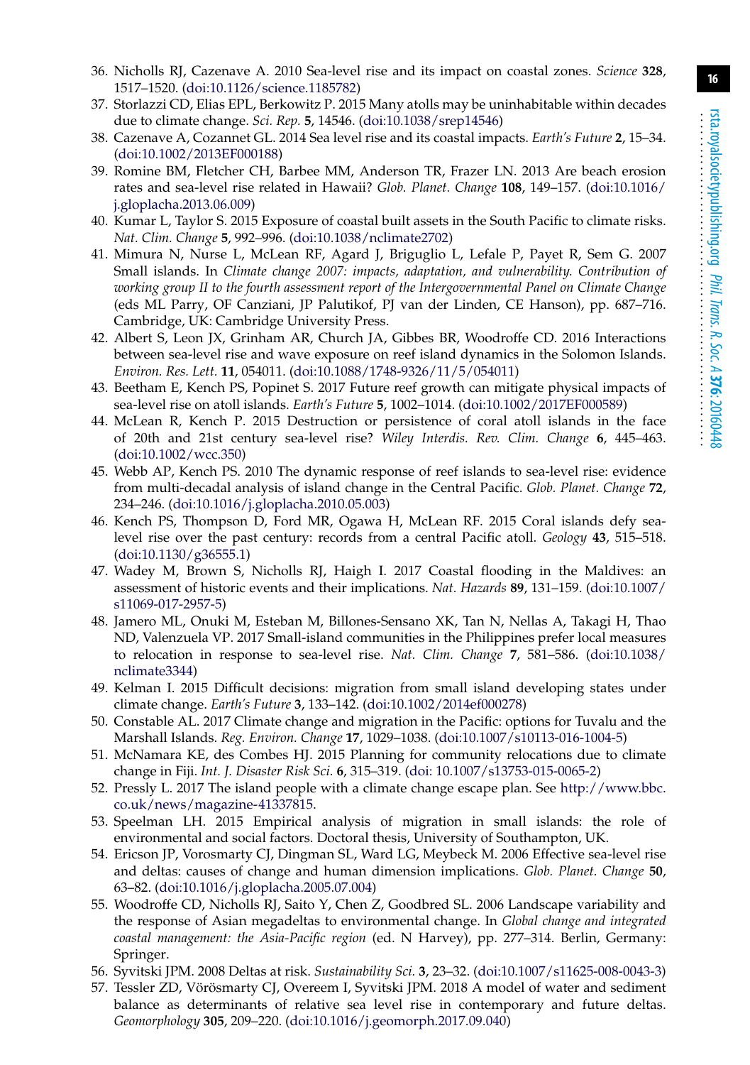36. Nicholls RJ, Cazenave A. 2010 Sea-level rise and its impact on coastal zones. *Science* **328**, 1517–1520. (doi:10.1126/science.1185782)
37. Storlazzi CD, Elias EPL, Berkowitz P. 2015 Many atolls may be uninhabitable within decades due to climate change. *Sci. Rep.* **5**, 14546. (doi:10.1038/srep14546)
38. Cazenave A, Cozannet GL. 2014 Sea level rise and its coastal impacts. *Earth's Future* **2**, 15–34. (doi:10.1002/2013EF000188)
39. Romine BM, Fletcher CH, Barbee MM, Anderson TR, Frazer LN. 2013 Are beach erosion rates and sea-level rise related in Hawaii? *Glob. Planet. Change* **108**, 149–157. (doi:10.1016/j.gloplacha.2013.06.009)
40. Kumar L, Taylor S. 2015 Exposure of coastal built assets in the South Pacific to climate risks. *Nat. Clim. Change* **5**, 992–996. (doi:10.1038/nclimate2702)
41. Mimura N, Nurse L, McLean RF, Agard J, Briguglio L, Lefale P, Payet R, Sem G. 2007 Small islands. In *Climate change 2007: impacts, adaptation, and vulnerability. Contribution of working group II to the fourth assessment report of the Intergovernmental Panel on Climate Change* (eds ML Parry, OF Canziani, JP Palutikof, PJ van der Linden, CE Hanson), pp. 687–716. Cambridge, UK: Cambridge University Press.
42. Albert S, Leon JX, Grinham AR, Church JA, Gibbes BR, Woodroffe CD. 2016 Interactions between sea-level rise and wave exposure on reef island dynamics in the Solomon Islands. *Environ. Res. Lett.* **11**, 054011. (doi:10.1088/1748-9326/11/5/054011)
43. Beetham E, Kench PS, Popinet S. 2017 Future reef growth can mitigate physical impacts of sea-level rise on atoll islands. *Earth's Future* **5**, 1002–1014. (doi:10.1002/2017EF000589)
44. McLean R, Kench P. 2015 Destruction or persistence of coral atoll islands in the face of 20th and 21st century sea-level rise? *Wiley Interdis. Rev. Clim. Change* **6**, 445–463. (doi:10.1002/wcc.350)
45. Webb AP, Kench PS. 2010 The dynamic response of reef islands to sea-level rise: evidence from multi-decadal analysis of island change in the Central Pacific. *Glob. Planet. Change* **72**, 234–246. (doi:10.1016/j.gloplacha.2010.05.003)
46. Kench PS, Thompson D, Ford MR, Ogawa H, McLean RF. 2015 Coral islands defy sea-level rise over the past century: records from a central Pacific atoll. *Geology* **43**, 515–518. (doi:10.1130/g36555.1)
47. Wadey M, Brown S, Nicholls RJ, Haigh I. 2017 Coastal flooding in the Maldives: an assessment of historic events and their implications. *Nat. Hazards* **89**, 131–159. (doi:10.1007/s11069-017-2957-5)
48. Jamero ML, Onuki M, Esteban M, Billones-Sensano XK, Tan N, Nellas A, Takagi H, Thao ND, Valenzuela VP. 2017 Small-island communities in the Philippines prefer local measures to relocation in response to sea-level rise. *Nat. Clim. Change* **7**, 581–586. (doi:10.1038/nclimate3344)
49. Kelman I. 2015 Difficult decisions: migration from small island developing states under climate change. *Earth's Future* **3**, 133–142. (doi:10.1002/2014ef000278)
50. Constable AL. 2017 Climate change and migration in the Pacific: options for Tuvalu and the Marshall Islands. *Reg. Environ. Change* **17**, 1029–1038. (doi:10.1007/s10113-016-1004-5)
51. McNamara KE, des Combes HJ. 2015 Planning for community relocations due to climate change in Fiji. *Int. J. Disaster Risk Sci.* **6**, 315–319. (doi: 10.1007/s13753-015-0065-2)
52. Pressly L. 2017 The island people with a climate change escape plan. See http://www.bbc.co.uk/news/magazine-41337815.
53. Speelman LH. 2015 Empirical analysis of migration in small islands: the role of environmental and social factors. Doctoral thesis, University of Southampton, UK.
54. Ericson JP, Vorosmarty CJ, Dingman SL, Ward LG, Meybeck M. 2006 Effective sea-level rise and deltas: causes of change and human dimension implications. *Glob. Planet. Change* **50**, 63–82. (doi:10.1016/j.gloplacha.2005.07.004)
55. Woodroffe CD, Nicholls RJ, Saito Y, Chen Z, Goodbred SL. 2006 Landscape variability and the response of Asian megadeltas to environmental change. In *Global change and integrated coastal management: the Asia-Pacific region* (ed. N Harvey), pp. 277–314. Berlin, Germany: Springer.
56. Syvitski JPM. 2008 Deltas at risk. *Sustainability Sci.* **3**, 23–32. (doi:10.1007/s11625-008-0043-3)
57. Tessler ZD, Vörösmarty CJ, Overeem I, Syvitski JPM. 2018 A model of water and sediment balance as determinants of relative sea level rise in contemporary and future deltas. *Geomorphology* **305**, 209–220. (doi:10.1016/j.geomorph.2017.09.040)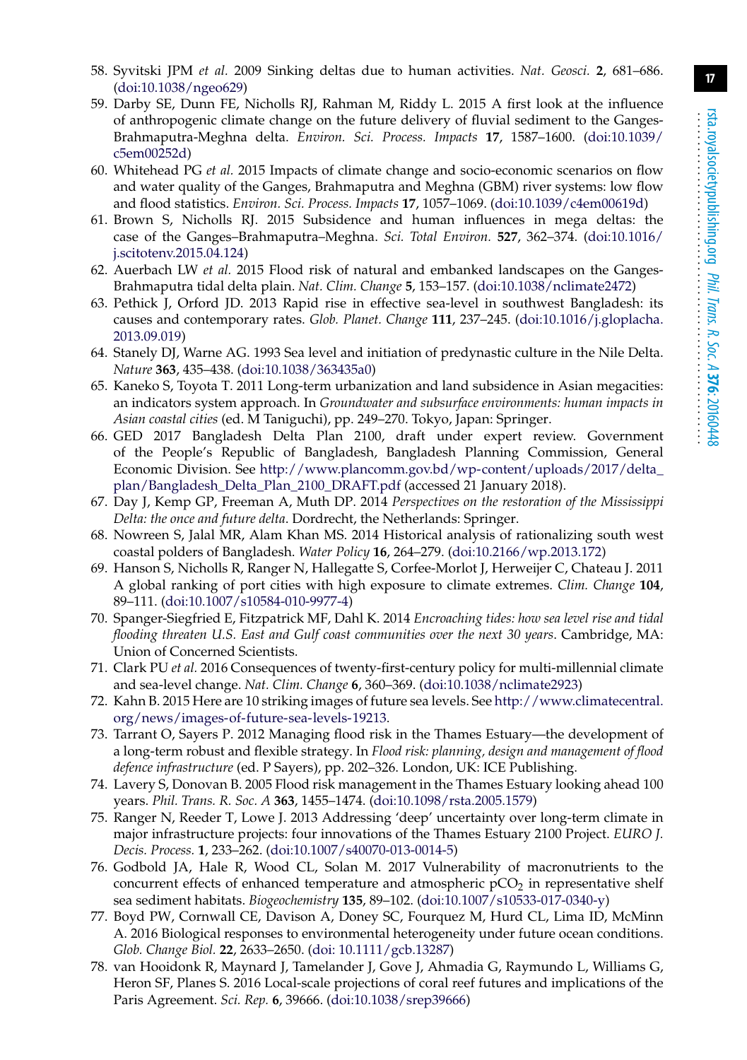58. Syvitski JPM *et al.* 2009 Sinking deltas due to human activities. *Nat. Geosci.* **2**, 681–686. (doi:10.1038/ngeo629)
59. Darby SE, Dunn FE, Nicholls RJ, Rahman M, Riddy L. 2015 A first look at the influence of anthropogenic climate change on the future delivery of fluvial sediment to the Ganges-Brahmaputra-Meghna delta. *Environ. Sci. Process. Impacts* **17**, 1587–1600. (doi:10.1039/c5em00252d)
60. Whitehead PG *et al.* 2015 Impacts of climate change and socio-economic scenarios on flow and water quality of the Ganges, Brahmaputra and Meghna (GBM) river systems: low flow and flood statistics. *Environ. Sci. Process. Impacts* **17**, 1057–1069. (doi:10.1039/c4em00619d)
61. Brown S, Nicholls RJ. 2015 Subsidence and human influences in mega deltas: the case of the Ganges–Brahmaputra–Meghna. *Sci. Total Environ.* **527**, 362–374. (doi:10.1016/j.scitotenv.2015.04.124)
62. Auerbach LW *et al.* 2015 Flood risk of natural and embanked landscapes on the Ganges-Brahmaputra tidal delta plain. *Nat. Clim. Change* **5**, 153–157. (doi:10.1038/nclimate2472)
63. Pethick J, Orford JD. 2013 Rapid rise in effective sea-level in southwest Bangladesh: its causes and contemporary rates. *Glob. Planet. Change* **111**, 237–245. (doi:10.1016/j.gloplacha.2013.09.019)
64. Stanely DJ, Warne AG. 1993 Sea level and initiation of predynastic culture in the Nile Delta. *Nature* **363**, 435–438. (doi:10.1038/363435a0)
65. Kaneko S, Toyota T. 2011 Long-term urbanization and land subsidence in Asian megacities: an indicators system approach. In *Groundwater and subsurface environments: human impacts in Asian coastal cities* (ed. M Taniguchi), pp. 249–270. Tokyo, Japan: Springer.
66. GED 2017 Bangladesh Delta Plan 2100, draft under expert review. Government of the People's Republic of Bangladesh, Bangladesh Planning Commission, General Economic Division. See http://www.plancomm.gov.bd/wp-content/uploads/2017/delta_plan/Bangladesh_Delta_Plan_2100_DRAFT.pdf (accessed 21 January 2018).
67. Day J, Kemp GP, Freeman A, Muth DP. 2014 *Perspectives on the restoration of the Mississippi Delta: the once and future delta*. Dordrecht, the Netherlands: Springer.
68. Nowreen S, Jalal MR, Alam Khan MS. 2014 Historical analysis of rationalizing south west coastal polders of Bangladesh. *Water Policy* **16**, 264–279. (doi:10.2166/wp.2013.172)
69. Hanson S, Nicholls R, Ranger N, Hallegatte S, Corfee-Morlot J, Herweijer C, Chateau J. 2011 A global ranking of port cities with high exposure to climate extremes. *Clim. Change* **104**, 89–111. (doi:10.1007/s10584-010-9977-4)
70. Spanger-Siegfried E, Fitzpatrick MF, Dahl K. 2014 *Encroaching tides: how sea level rise and tidal flooding threaten U.S. East and Gulf coast communities over the next 30 years*. Cambridge, MA: Union of Concerned Scientists.
71. Clark PU *et al.* 2016 Consequences of twenty-first-century policy for multi-millennial climate and sea-level change. *Nat. Clim. Change* **6**, 360–369. (doi:10.1038/nclimate2923)
72. Kahn B. 2015 Here are 10 striking images of future sea levels. See http://www.climatecentral.org/news/images-of-future-sea-levels-19213.
73. Tarrant O, Sayers P. 2012 Managing flood risk in the Thames Estuary—the development of a long-term robust and flexible strategy. In *Flood risk: planning, design and management of flood defence infrastructure* (ed. P Sayers), pp. 202–326. London, UK: ICE Publishing.
74. Lavery S, Donovan B. 2005 Flood risk management in the Thames Estuary looking ahead 100 years. *Phil. Trans. R. Soc. A* **363**, 1455–1474. (doi:10.1098/rsta.2005.1579)
75. Ranger N, Reeder T, Lowe J. 2013 Addressing 'deep' uncertainty over long-term climate in major infrastructure projects: four innovations of the Thames Estuary 2100 Project. *EURO J. Decis. Process.* **1**, 233–262. (doi:10.1007/s40070-013-0014-5)
76. Godbold JA, Hale R, Wood CL, Solan M. 2017 Vulnerability of macronutrients to the concurrent effects of enhanced temperature and atmospheric $pCO_2$ in representative shelf sea sediment habitats. *Biogeochemistry* **135**, 89–102. (doi:10.1007/s10533-017-0340-y)
77. Boyd PW, Cornwall CE, Davison A, Doney SC, Fourquez M, Hurd CL, Lima ID, McMinn A. 2016 Biological responses to environmental heterogeneity under future ocean conditions. *Glob. Change Biol.* **22**, 2633–2650. (doi: 10.1111/gcb.13287)
78. van Hooidonk R, Maynard J, Tamelander J, Gove J, Ahmadia G, Raymundo L, Williams G, Heron SF, Planes S. 2016 Local-scale projections of coral reef futures and implications of the Paris Agreement. *Sci. Rep.* **6**, 39666. (doi:10.1038/srep39666)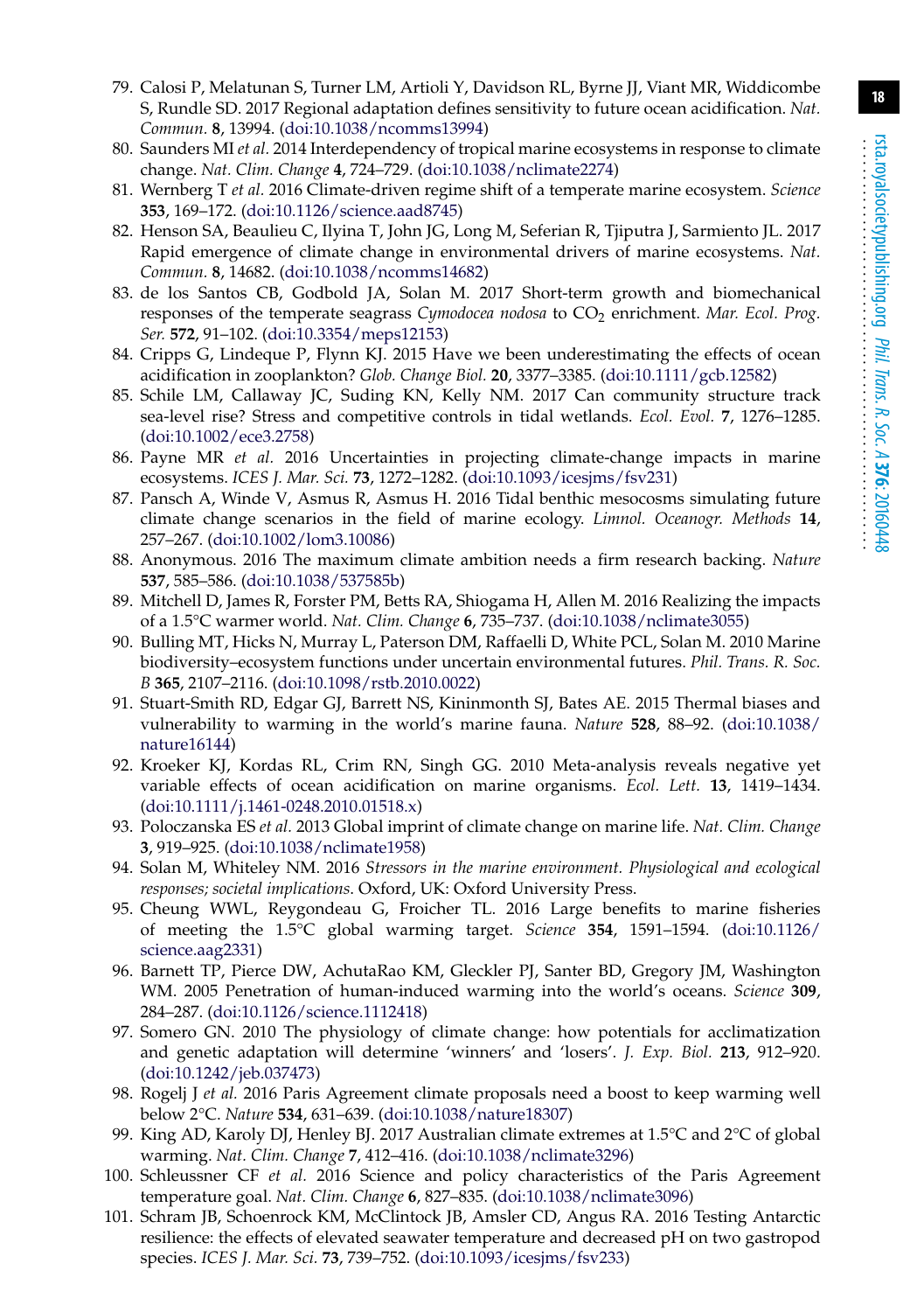79. Calosi P, Melatunan S, Turner LM, Artioli Y, Davidson RL, Byrne JJ, Viant MR, Widdicombe S, Rundle SD. 2017 Regional adaptation defines sensitivity to future ocean acidification. *Nat. Commun.* **8**, 13994. (doi:10.1038/ncomms13994)
80. Saunders MI *et al.* 2014 Interdependency of tropical marine ecosystems in response to climate change. *Nat. Clim. Change* **4**, 724–729. (doi:10.1038/nclimate2274)
81. Wernberg T *et al.* 2016 Climate-driven regime shift of a temperate marine ecosystem. *Science* **353**, 169–172. (doi:10.1126/science.aad8745)
82. Henson SA, Beaulieu C, Ilyina T, John JG, Long M, Seferian R, Tjiputra J, Sarmiento JL. 2017 Rapid emergence of climate change in environmental drivers of marine ecosystems. *Nat. Commun.* **8**, 14682. (doi:10.1038/ncomms14682)
83. de los Santos CB, Godbold JA, Solan M. 2017 Short-term growth and biomechanical responses of the temperate seagrass *Cymodocea nodosa* to $CO_2$ enrichment. *Mar. Ecol. Prog. Ser.* **572**, 91–102. (doi:10.3354/meps12153)
84. Cripps G, Lindeque P, Flynn KJ. 2015 Have we been underestimating the effects of ocean acidification in zooplankton? *Glob. Change Biol.* **20**, 3377–3385. (doi:10.1111/gcb.12582)
85. Schile LM, Callaway JC, Suding KN, Kelly NM. 2017 Can community structure track sea-level rise? Stress and competitive controls in tidal wetlands. *Ecol. Evol.* **7**, 1276–1285. (doi:10.1002/ece3.2758)
86. Payne MR *et al.* 2016 Uncertainties in projecting climate-change impacts in marine ecosystems. *ICES J. Mar. Sci.* **73**, 1272–1282. (doi:10.1093/icesjms/fsv231)
87. Pansch A, Winde V, Asmus R, Asmus H. 2016 Tidal benthic mesocosms simulating future climate change scenarios in the field of marine ecology. *Limnol. Oceanogr. Methods* **14**, 257–267. (doi:10.1002/lom3.10086)
88. Anonymous. 2016 The maximum climate ambition needs a firm research backing. *Nature* **537**, 585–586. (doi:10.1038/537585b)
89. Mitchell D, James R, Forster PM, Betts RA, Shiogama H, Allen M. 2016 Realizing the impacts of a 1.5°C warmer world. *Nat. Clim. Change* **6**, 735–737. (doi:10.1038/nclimate3055)
90. Bulling MT, Hicks N, Murray L, Paterson DM, Raffaelli D, White PCL, Solan M. 2010 Marine biodiversity–ecosystem functions under uncertain environmental futures. *Phil. Trans. R. Soc. B* **365**, 2107–2116. (doi:10.1098/rstb.2010.0022)
91. Stuart-Smith RD, Edgar GJ, Barrett NS, Kininmonth SJ, Bates AE. 2015 Thermal biases and vulnerability to warming in the world's marine fauna. *Nature* **528**, 88–92. (doi:10.1038/nature16144)
92. Kroeker KJ, Kordas RL, Crim RN, Singh GG. 2010 Meta-analysis reveals negative yet variable effects of ocean acidification on marine organisms. *Ecol. Lett.* **13**, 1419–1434. (doi:10.1111/j.1461-0248.2010.01518.x)
93. Poloczanska ES *et al.* 2013 Global imprint of climate change on marine life. *Nat. Clim. Change* **3**, 919–925. (doi:10.1038/nclimate1958)
94. Solan M, Whiteley NM. 2016 *Stressors in the marine environment. Physiological and ecological responses; societal implications*. Oxford, UK: Oxford University Press.
95. Cheung WWL, Reygondeau G, Froicher TL. 2016 Large benefits to marine fisheries of meeting the 1.5°C global warming target. *Science* **354**, 1591–1594. (doi:10.1126/science.aag2331)
96. Barnett TP, Pierce DW, AchutaRao KM, Gleckler PJ, Santer BD, Gregory JM, Washington WM. 2005 Penetration of human-induced warming into the world's oceans. *Science* **309**, 284–287. (doi:10.1126/science.1112418)
97. Somero GN. 2010 The physiology of climate change: how potentials for acclimatization and genetic adaptation will determine 'winners' and 'losers'. *J. Exp. Biol.* **213**, 912–920. (doi:10.1242/jeb.037473)
98. Rogelj J *et al.* 2016 Paris Agreement climate proposals need a boost to keep warming well below 2°C. *Nature* **534**, 631–639. (doi:10.1038/nature18307)
99. King AD, Karoly DJ, Henley BJ. 2017 Australian climate extremes at 1.5°C and 2°C of global warming. *Nat. Clim. Change* **7**, 412–416. (doi:10.1038/nclimate3296)
100. Schleussner CF *et al.* 2016 Science and policy characteristics of the Paris Agreement temperature goal. *Nat. Clim. Change* **6**, 827–835. (doi:10.1038/nclimate3096)
101. Schram JB, Schoenrock KM, McClintock JB, Amsler CD, Angus RA. 2016 Testing Antarctic resilience: the effects of elevated seawater temperature and decreased pH on two gastropod species. *ICES J. Mar. Sci.* **73**, 739–752. (doi:10.1093/icesjms/fsv233)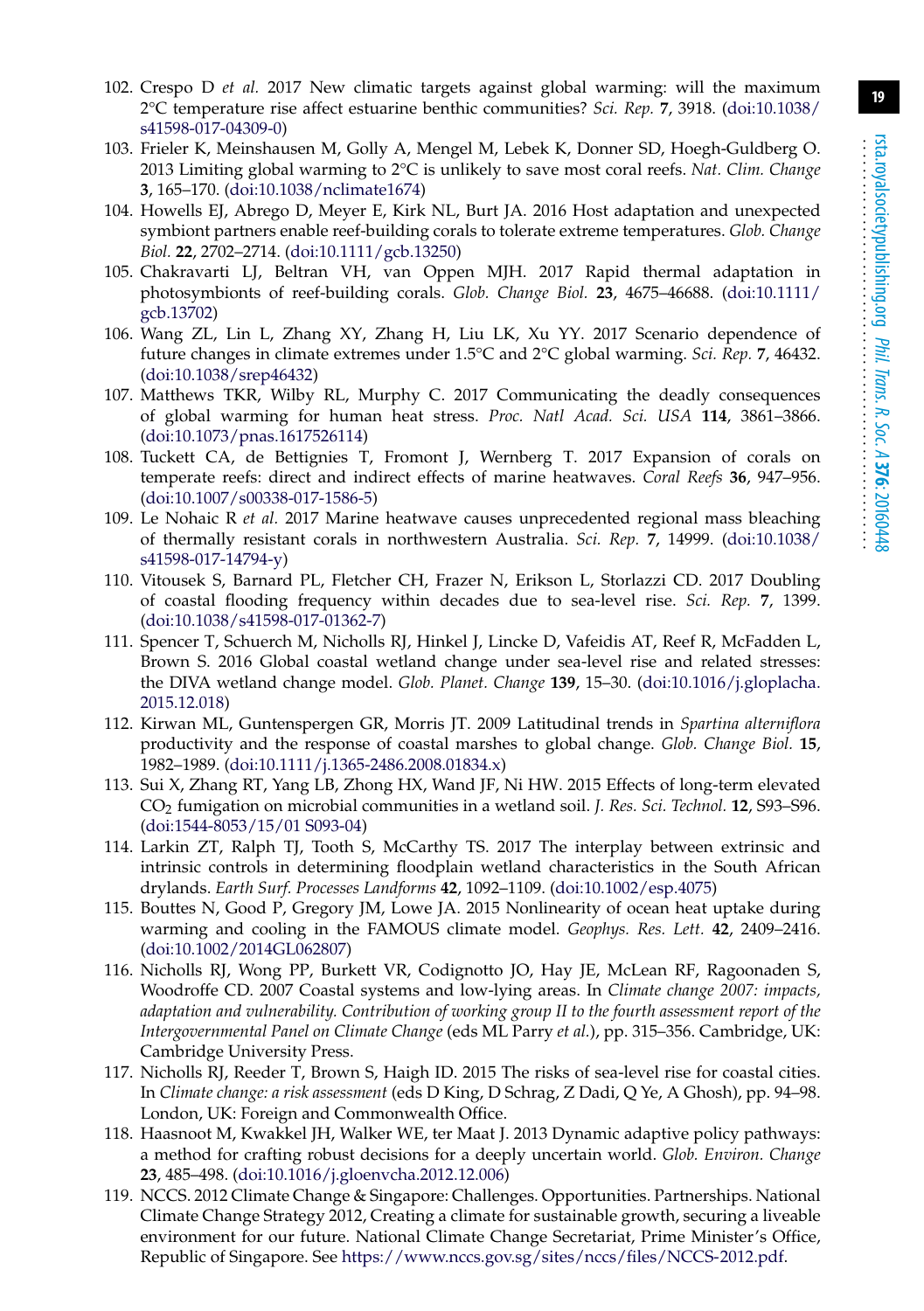102. Crespo D *et al.* 2017 New climatic targets against global warming: will the maximum 2°C temperature rise affect estuarine benthic communities? *Sci. Rep.* **7**, 3918. (doi:10.1038/s41598-017-04309-0)
103. Frieler K, Meinshausen M, Golly A, Mengel M, Lebek K, Donner SD, Hoegh-Guldberg O. 2013 Limiting global warming to 2°C is unlikely to save most coral reefs. *Nat. Clim. Change* **3**, 165–170. (doi:10.1038/nclimate1674)
104. Howells EJ, Abrego D, Meyer E, Kirk NL, Burt JA. 2016 Host adaptation and unexpected symbiont partners enable reef-building corals to tolerate extreme temperatures. *Glob. Change Biol.* **22**, 2702–2714. (doi:10.1111/gcb.13250)
105. Chakravarti LJ, Beltran VH, van Oppen MJH. 2017 Rapid thermal adaptation in photosymbionts of reef-building corals. *Glob. Change Biol.* **23**, 4675–46688. (doi:10.1111/gcb.13702)
106. Wang ZL, Lin L, Zhang XY, Zhang H, Liu LK, Xu YY. 2017 Scenario dependence of future changes in climate extremes under 1.5°C and 2°C global warming. *Sci. Rep.* **7**, 46432. (doi:10.1038/srep46432)
107. Matthews TKR, Wilby RL, Murphy C. 2017 Communicating the deadly consequences of global warming for human heat stress. *Proc. Natl Acad. Sci. USA* **114**, 3861–3866. (doi:10.1073/pnas.1617526114)
108. Tuckett CA, de Bettignies T, Fromont J, Wernberg T. 2017 Expansion of corals on temperate reefs: direct and indirect effects of marine heatwaves. *Coral Reefs* **36**, 947–956. (doi:10.1007/s00338-017-1586-5)
109. Le Nohaic R *et al.* 2017 Marine heatwave causes unprecedented regional mass bleaching of thermally resistant corals in northwestern Australia. *Sci. Rep.* **7**, 14999. (doi:10.1038/s41598-017-14794-y)
110. Vitousek S, Barnard PL, Fletcher CH, Frazer N, Erikson L, Storlazzi CD. 2017 Doubling of coastal flooding frequency within decades due to sea-level rise. *Sci. Rep.* **7**, 1399. (doi:10.1038/s41598-017-01362-7)
111. Spencer T, Schuerch M, Nicholls RJ, Hinkel J, Lincke D, Vafeidis AT, Reef R, McFadden L, Brown S. 2016 Global coastal wetland change under sea-level rise and related stresses: the DIVA wetland change model. *Glob. Planet. Change* **139**, 15–30. (doi:10.1016/j.gloplacha.2015.12.018)
112. Kirwan ML, Guntenspergen GR, Morris JT. 2009 Latitudinal trends in *Spartina alterniflora* productivity and the response of coastal marshes to global change. *Glob. Change Biol.* **15**, 1982–1989. (doi:10.1111/j.1365-2486.2008.01834.x)
113. Sui X, Zhang RT, Yang LB, Zhong HX, Wand JF, Ni HW. 2015 Effects of long-term elevated $CO_2$ fumigation on microbial communities in a wetland soil. *J. Res. Sci. Technol.* **12**, S93–S96. (doi:1544-8053/15/01 S093-04)
114. Larkin ZT, Ralph TJ, Tooth S, McCarthy TS. 2017 The interplay between extrinsic and intrinsic controls in determining floodplain wetland characteristics in the South African drylands. *Earth Surf. Processes Landforms* **42**, 1092–1109. (doi:10.1002/esp.4075)
115. Bouttes N, Good P, Gregory JM, Lowe JA. 2015 Nonlinearity of ocean heat uptake during warming and cooling in the FAMOUS climate model. *Geophys. Res. Lett.* **42**, 2409–2416. (doi:10.1002/2014GL062807)
116. Nicholls RJ, Wong PP, Burkett VR, Codignotto JO, Hay JE, McLean RF, Ragoonaden S, Woodroffe CD. 2007 Coastal systems and low-lying areas. In *Climate change 2007: impacts, adaptation and vulnerability. Contribution of working group II to the fourth assessment report of the Intergovernmental Panel on Climate Change* (eds ML Parry *et al.*), pp. 315–356. Cambridge, UK: Cambridge University Press.
117. Nicholls RJ, Reeder T, Brown S, Haigh ID. 2015 The risks of sea-level rise for coastal cities. In *Climate change: a risk assessment* (eds D King, D Schrag, Z Dadi, Q Ye, A Ghosh), pp. 94–98. London, UK: Foreign and Commonwealth Office.
118. Haasnoot M, Kwakkel JH, Walker WE, ter Maat J. 2013 Dynamic adaptive policy pathways: a method for crafting robust decisions for a deeply uncertain world. *Glob. Environ. Change* **23**, 485–498. (doi:10.1016/j.gloenvcha.2012.12.006)
119. NCCS. 2012 Climate Change & Singapore: Challenges. Opportunities. Partnerships. National Climate Change Strategy 2012, Creating a climate for sustainable growth, securing a liveable environment for our future. National Climate Change Secretariat, Prime Minister's Office, Republic of Singapore. See https://www.nccs.gov.sg/sites/nccs/files/NCCS-2012.pdf.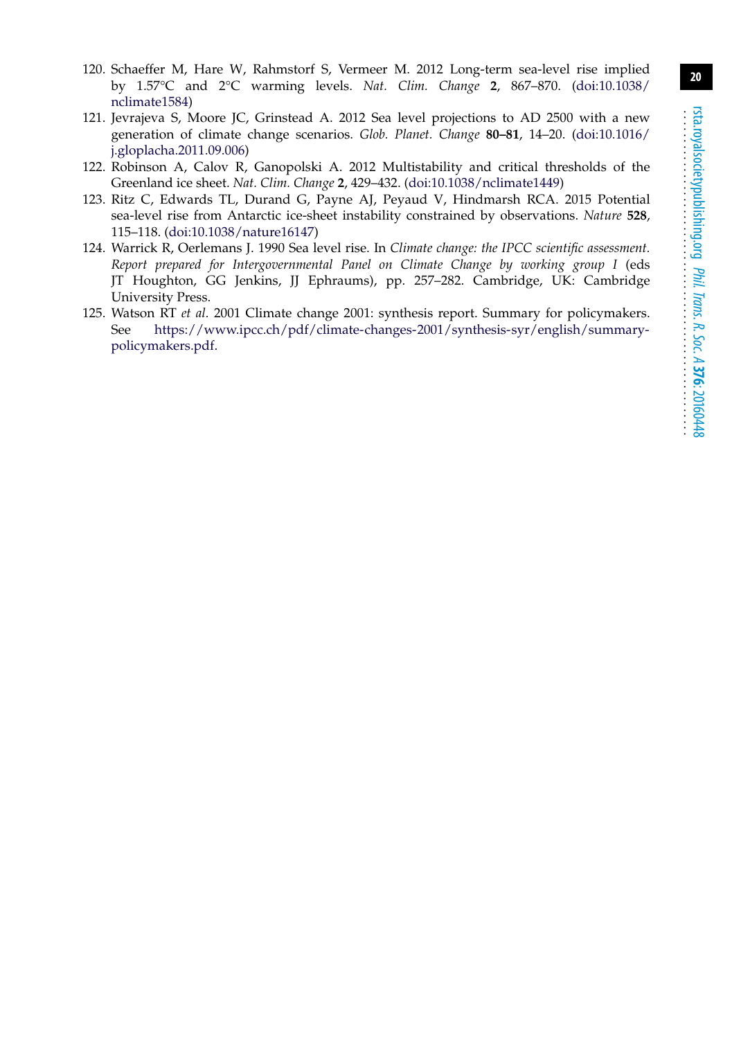120. Schaeffer M, Hare W, Rahmstorf S, Vermeer M. 2012 Long-term sea-level rise implied by 1.57°C and 2°C warming levels. *Nat. Clim. Change* **2**, 867–870. (doi:10.1038/nclimate1584)
121. Jevrajeva S, Moore JC, Grinstead A. 2012 Sea level projections to AD 2500 with a new generation of climate change scenarios. *Glob. Planet. Change* **80–81**, 14–20. (doi:10.1016/j.gloplacha.2011.09.006)
122. Robinson A, Calov R, Ganopolski A. 2012 Multistability and critical thresholds of the Greenland ice sheet. *Nat. Clim. Change* **2**, 429–432. (doi:10.1038/nclimate1449)
123. Ritz C, Edwards TL, Durand G, Payne AJ, Peyaud V, Hindmarsh RCA. 2015 Potential sea-level rise from Antarctic ice-sheet instability constrained by observations. *Nature* **528**, 115–118. (doi:10.1038/nature16147)
124. Warrick R, Oerlemans J. 1990 Sea level rise. In *Climate change: the IPCC scientific assessment. Report prepared for Intergovernmental Panel on Climate Change by working group I* (eds JT Houghton, GG Jenkins, JJ Ephraums), pp. 257–282. Cambridge, UK: Cambridge University Press.
125. Watson RT *et al.* 2001 Climate change 2001: synthesis report. Summary for policymakers. See https://www.ipcc.ch/pdf/climate-changes-2001/synthesis-syr/english/summary-policymakers.pdf.